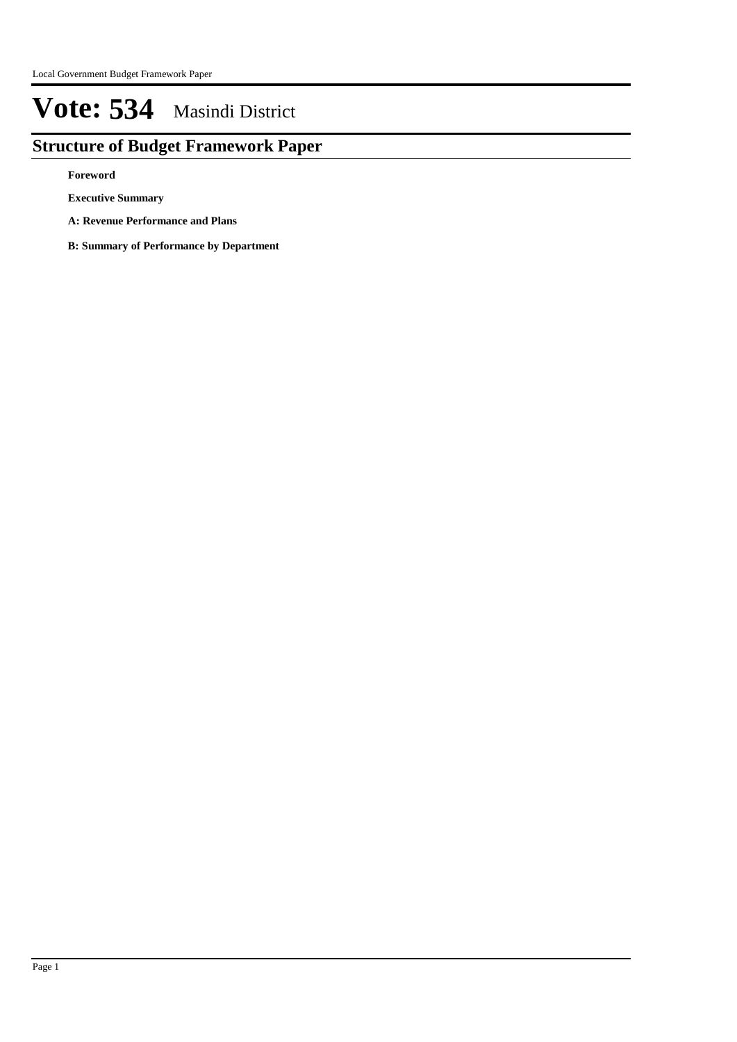# Vote: 534 Masindi District

## Structure of Budget Framework Paper

**Foreword**

**Executive Summary**

**A: Revenue Performance and Plans**

**B: Summary of Performance by Department**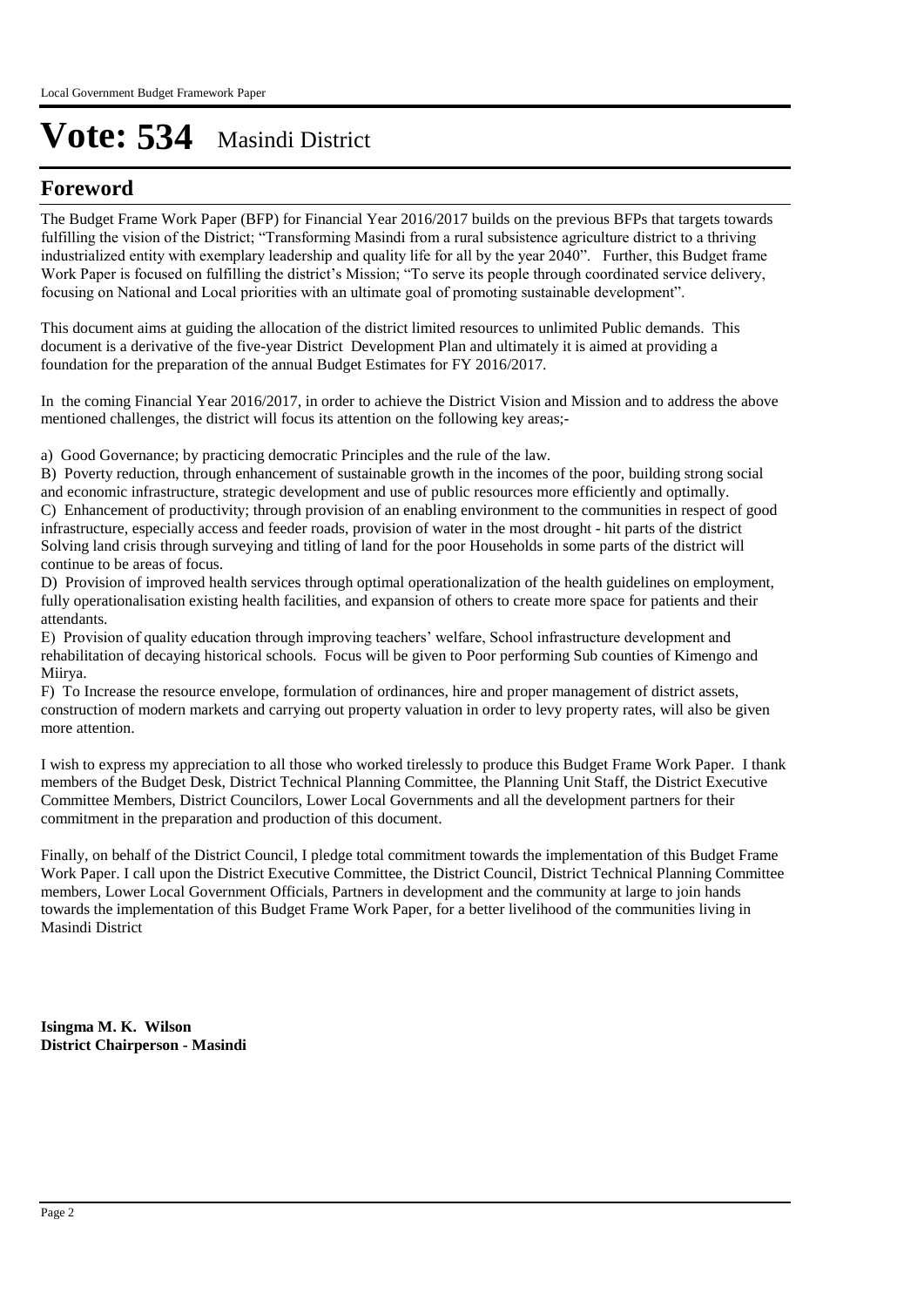# Vote: 534 Masindi District

## Foreword

The Budget Frame Work Paper (BFP) for Financial Year 2016/2017 builds on the previous BFPs that targets towards fulfilling the vision of the District; "Transforming Masindi from a rural subsistence agriculture district to a thriving industrialized entity with exemplary leadership and quality life for all by the year 2040". Further, this Budget frame Work Paper is focused on fulfilling the district's Mission; "To serve its people through coordinated service delivery, focusing on National and Local priorities with an ultimate goal of promoting sustainable development".

This document aims at guiding the allocation of the district limited resources to unlimited Public demands. This document is a derivative of the five-year District Development Plan and ultimately it is aimed at providing a foundation for the preparation of the annual Budget Estimates for FY 2016/2017.

In the coming Financial Year 2016/2017, in order to achieve the District Vision and Mission and to address the above mentioned challenges, the district will focus its attention on the following key areas;-

a) Good Governance; by practicing democratic Principles and the rule of the law.

B) Poverty reduction, through enhancement of sustainable growth in the incomes of the poor, building strong social and economic infrastructure, strategic development and use of public resources more efficiently and optimally.

C) Enhancement of productivity; through provision of an enabling environment to the communities in respect of good infrastructure, especially access and feeder roads, provision of water in the most drought - hit parts of the district Solving land crisis through surveying and titling of land for the poor Households in some parts of the district will continue to be areas of focus.

D) Provision of improved health services through optimal operationalization of the health guidelines on employment, fully operationalisation existing health facilities, and expansion of others to create more space for patients and their attendants.

E) Provision of quality education through improving teachers' welfare, School infrastructure development and rehabilitation of decaying historical schools. Focus will be given to Poor performing Sub counties of Kimengo and Miirya.

F) To Increase the resource envelope, formulation of ordinances, hire and proper management of district assets, construction of modern markets and carrying out property valuation in order to levy property rates, will also be given more attention.

I wish to express my appreciation to all those who worked tirelessly to produce this Budget Frame Work Paper. I thank members of the Budget Desk, District Technical Planning Committee, the Planning Unit Staff, the District Executive Committee Members, District Councilors, Lower Local Governments and all the development partners for their commitment in the preparation and production of this document.

Finally, on behalf of the District Council, I pledge total commitment towards the implementation of this Budget Frame Work Paper. I call upon the District Executive Committee, the District Council, District Technical Planning Committee members, Lower Local Government Officials, Partners in development and the community at large to join hands towards the implementation of this Budget Frame Work Paper, for a better livelihood of the communities living in Masindi District

**Isingma M. K. Wilson**
**District Chairperson - Masindi**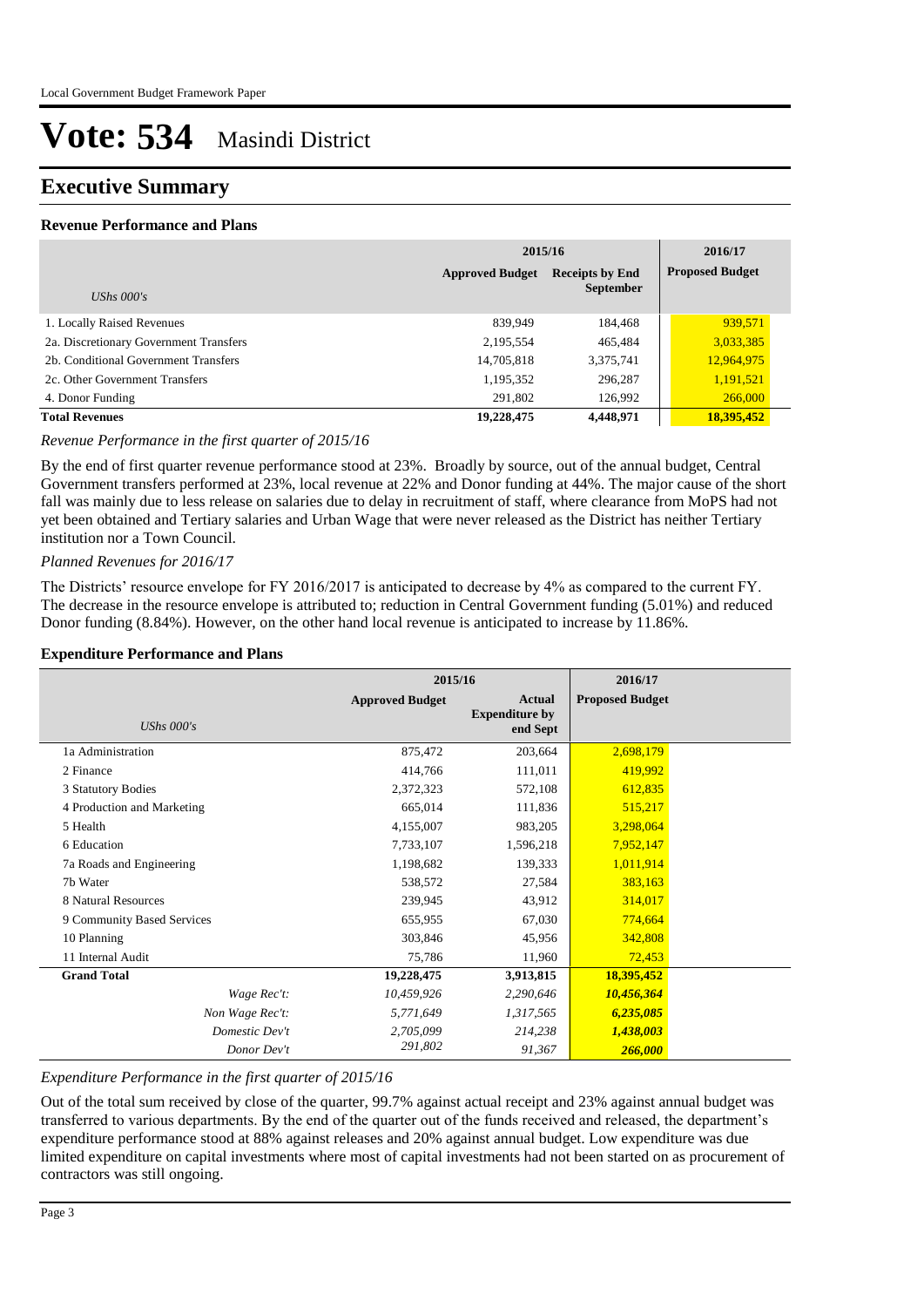# Vote: 534 Masindi District

## Executive Summary

### Revenue Performance and Plans

| UShs 000's | 2015/16 Approved Budget | 2015/16 Receipts by End September | 2016/17 Proposed Budget |
|---|---|---|---|
| 1. Locally Raised Revenues | 839,949 | 184,468 | 939,571 |
| 2a. Discretionary Government Transfers | 2,195,554 | 465,484 | 3,033,385 |
| 2b. Conditional Government Transfers | 14,705,818 | 3,375,741 | 12,964,975 |
| 2c. Other Government Transfers | 1,195,352 | 296,287 | 1,191,521 |
| 4. Donor Funding | 291,802 | 126,992 | 266,000 |
| **Total Revenues** | **19,228,475** | **4,448,971** | **18,395,452** |

*Revenue Performance in the first quarter of 2015/16*

By the end of first quarter revenue performance stood at 23%. Broadly by source, out of the annual budget, Central Government transfers performed at 23%, local revenue at 22% and Donor funding at 44%. The major cause of the short fall was mainly due to less release on salaries due to delay in recruitment of staff, where clearance from MoPS had not yet been obtained and Tertiary salaries and Urban Wage that were never released as the District has neither Tertiary institution nor a Town Council.

*Planned Revenues for 2016/17*

The Districts' resource envelope for FY 2016/2017 is anticipated to decrease by 4% as compared to the current FY. The decrease in the resource envelope is attributed to; reduction in Central Government funding (5.01%) and reduced Donor funding (8.84%). However, on the other hand local revenue is anticipated to increase by 11.86%.

### Expenditure Performance and Plans

| UShs 000's | 2015/16 Approved Budget | 2015/16 Actual Expenditure by end Sept | 2016/17 Proposed Budget |
|---|---|---|---|
| 1a Administration | 875,472 | 203,664 | 2,698,179 |
| 2 Finance | 414,766 | 111,011 | 419,992 |
| 3 Statutory Bodies | 2,372,323 | 572,108 | 612,835 |
| 4 Production and Marketing | 665,014 | 111,836 | 515,217 |
| 5 Health | 4,155,007 | 983,205 | 3,298,064 |
| 6 Education | 7,733,107 | 1,596,218 | 7,952,147 |
| 7a Roads and Engineering | 1,198,682 | 139,333 | 1,011,914 |
| 7b Water | 538,572 | 27,584 | 383,163 |
| 8 Natural Resources | 239,945 | 43,912 | 314,017 |
| 9 Community Based Services | 655,955 | 67,030 | 774,664 |
| 10 Planning | 303,846 | 45,956 | 342,808 |
| 11 Internal Audit | 75,786 | 11,960 | 72,453 |
| **Grand Total** | **19,228,475** | **3,913,815** | **18,395,452** |
| *Wage Rec't:* | *10,459,926* | *2,290,646* | ***10,456,364*** |
| *Non Wage Rec't:* | *5,771,649* | *1,317,565* | ***6,235,085*** |
| *Domestic Dev't* | *2,705,099* | *214,238* | ***1,438,003*** |
| *Donor Dev't* | *291,802* | *91,367* | ***266,000*** |

*Expenditure Performance in the first quarter of 2015/16*

Out of the total sum received by close of the quarter, 99.7% against actual receipt and 23% against annual budget was transferred to various departments. By the end of the quarter out of the funds received and released, the department's expenditure performance stood at 88% against releases and 20% against annual budget. Low expenditure was due limited expenditure on capital investments where most of capital investments had not been started on as procurement of contractors was still ongoing.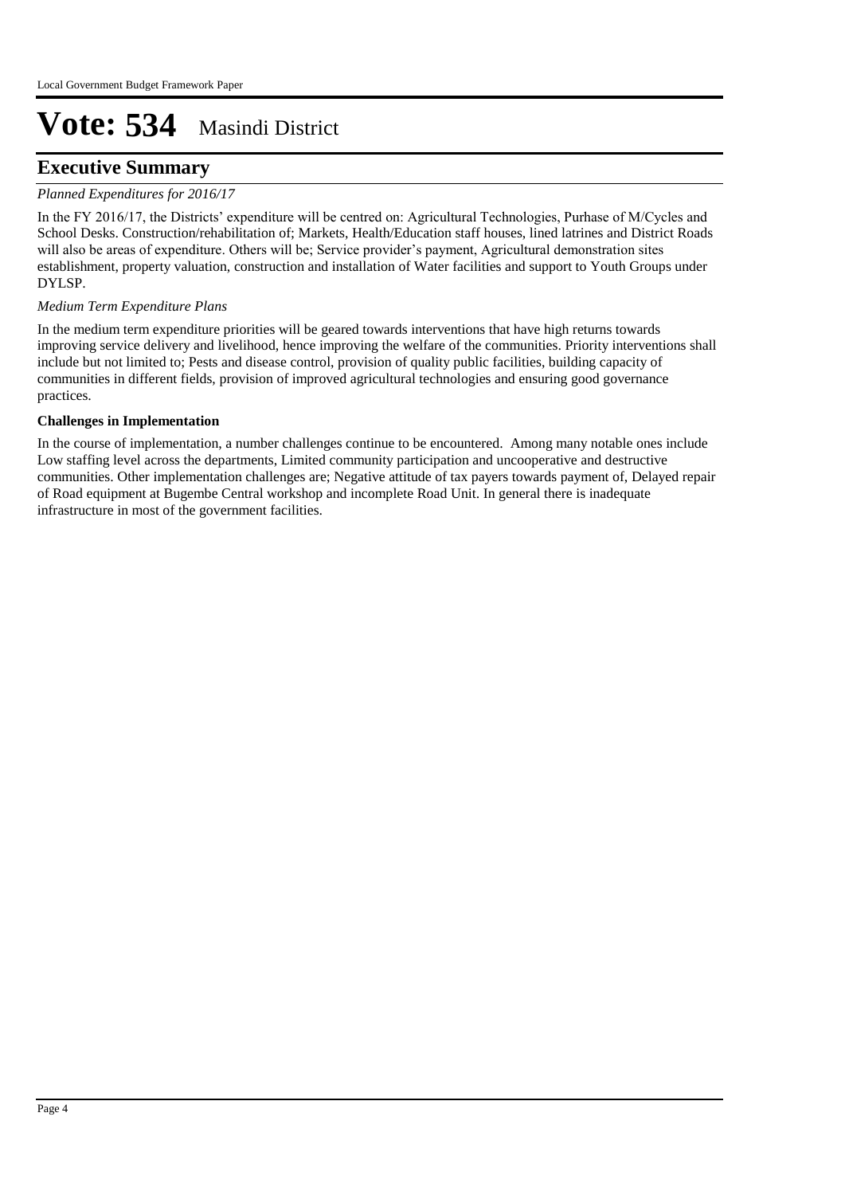# Vote: 534 Masindi District

## Executive Summary

*Planned Expenditures for 2016/17*

In the FY 2016/17, the Districts' expenditure will be centred on: Agricultural Technologies, Purhase of M/Cycles and School Desks. Construction/rehabilitation of; Markets, Health/Education staff houses, lined latrines and District Roads will also be areas of expenditure. Others will be; Service provider's payment, Agricultural demonstration sites establishment, property valuation, construction and installation of Water facilities and support to Youth Groups under DYLSP.

*Medium Term Expenditure Plans*

In the medium term expenditure priorities will be geared towards interventions that have high returns towards improving service delivery and livelihood, hence improving the welfare of the communities. Priority interventions shall include but not limited to; Pests and disease control, provision of quality public facilities, building capacity of communities in different fields, provision of improved agricultural technologies and ensuring good governance practices.

**Challenges in Implementation**

In the course of implementation, a number challenges continue to be encountered. Among many notable ones include Low staffing level across the departments, Limited community participation and uncooperative and destructive communities. Other implementation challenges are; Negative attitude of tax payers towards payment of, Delayed repair of Road equipment at Bugembe Central workshop and incomplete Road Unit. In general there is inadequate infrastructure in most of the government facilities.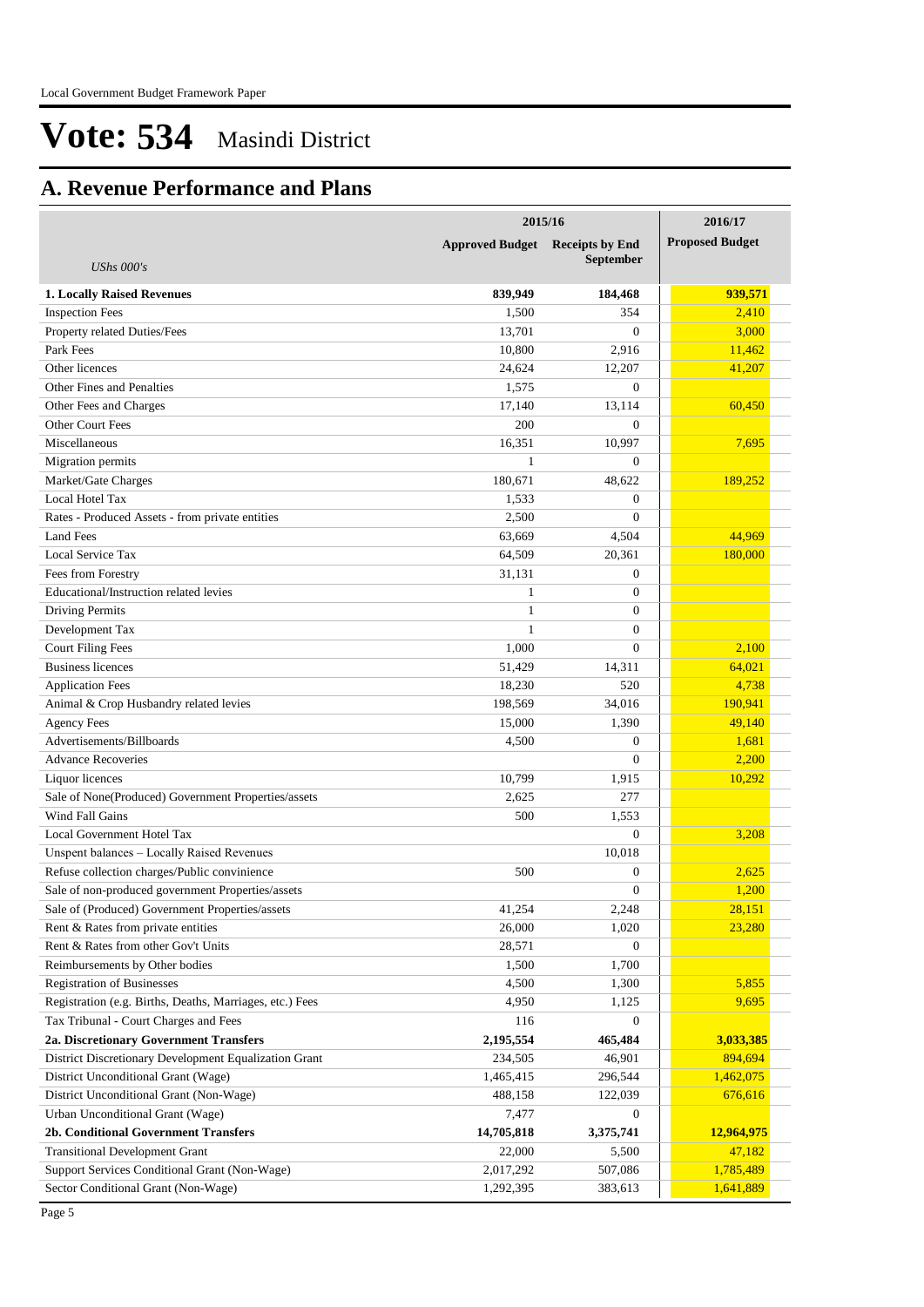# Vote: 534 Masindi District

## A. Revenue Performance and Plans

| | 2015/16 | | 2016/17 |
|---|---|---|---|
| *UShs 000's* | Approved Budget | Receipts by End September | Proposed Budget |
| **1. Locally Raised Revenues** | **839,949** | **184,468** | **939,571** |
| Inspection Fees | 1,500 | 354 | 2,410 |
| Property related Duties/Fees | 13,701 | 0 | 3,000 |
| Park Fees | 10,800 | 2,916 | 11,462 |
| Other licences | 24,624 | 12,207 | 41,207 |
| Other Fines and Penalties | 1,575 | 0 | |
| Other Fees and Charges | 17,140 | 13,114 | 60,450 |
| Other Court Fees | 200 | 0 | |
| Miscellaneous | 16,351 | 10,997 | 7,695 |
| Migration permits | 1 | 0 | |
| Market/Gate Charges | 180,671 | 48,622 | 189,252 |
| Local Hotel Tax | 1,533 | 0 | |
| Rates - Produced Assets - from private entities | 2,500 | 0 | |
| Land Fees | 63,669 | 4,504 | 44,969 |
| Local Service Tax | 64,509 | 20,361 | 180,000 |
| Fees from Forestry | 31,131 | 0 | |
| Educational/Instruction related levies | 1 | 0 | |
| Driving Permits | 1 | 0 | |
| Development Tax | 1 | 0 | |
| Court Filing Fees | 1,000 | 0 | 2,100 |
| Business licences | 51,429 | 14,311 | 64,021 |
| Application Fees | 18,230 | 520 | 4,738 |
| Animal & Crop Husbandry related levies | 198,569 | 34,016 | 190,941 |
| Agency Fees | 15,000 | 1,390 | 49,140 |
| Advertisements/Billboards | 4,500 | 0 | 1,681 |
| Advance Recoveries | | 0 | 2,200 |
| Liquor licences | 10,799 | 1,915 | 10,292 |
| Sale of None(Produced) Government Properties/assets | 2,625 | 277 | |
| Wind Fall Gains | 500 | 1,553 | |
| Local Government Hotel Tax | | 0 | 3,208 |
| Unspent balances – Locally Raised Revenues | | 10,018 | |
| Refuse collection charges/Public convinience | 500 | 0 | 2,625 |
| Sale of non-produced government Properties/assets | | 0 | 1,200 |
| Sale of (Produced) Government Properties/assets | 41,254 | 2,248 | 28,151 |
| Rent & Rates from private entities | 26,000 | 1,020 | 23,280 |
| Rent & Rates from other Gov't Units | 28,571 | 0 | |
| Reimbursements by Other bodies | 1,500 | 1,700 | |
| Registration of Businesses | 4,500 | 1,300 | 5,855 |
| Registration (e.g. Births, Deaths, Marriages, etc.) Fees | 4,950 | 1,125 | 9,695 |
| Tax Tribunal - Court Charges and Fees | 116 | 0 | |
| **2a. Discretionary Government Transfers** | **2,195,554** | **465,484** | **3,033,385** |
| District Discretionary Development Equalization Grant | 234,505 | 46,901 | 894,694 |
| District Unconditional Grant (Wage) | 1,465,415 | 296,544 | 1,462,075 |
| District Unconditional Grant (Non-Wage) | 488,158 | 122,039 | 676,616 |
| Urban Unconditional Grant (Wage) | 7,477 | 0 | |
| **2b. Conditional Government Transfers** | **14,705,818** | **3,375,741** | **12,964,975** |
| Transitional Development Grant | 22,000 | 5,500 | 47,182 |
| Support Services Conditional Grant (Non-Wage) | 2,017,292 | 507,086 | 1,785,489 |
| Sector Conditional Grant (Non-Wage) | 1,292,395 | 383,613 | 1,641,889 |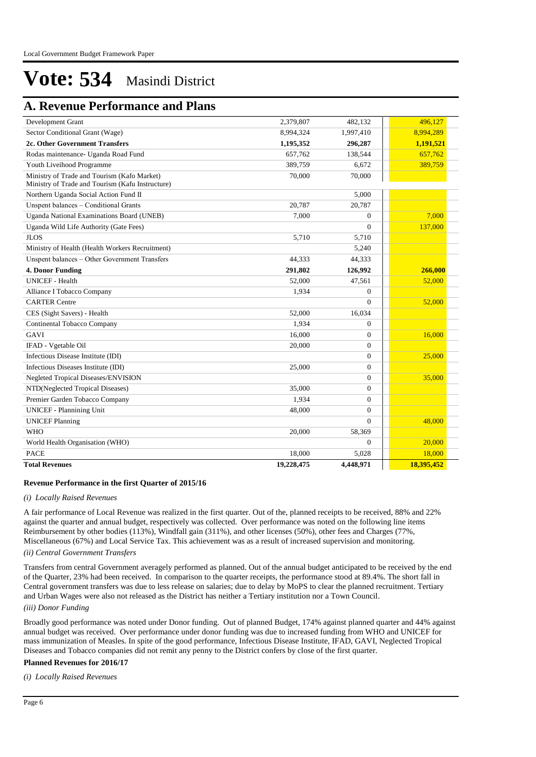# Vote: 534 Masindi District

## A. Revenue Performance and Plans

| | | | |
|---|---|---|---|
| Development Grant | 2,379,807 | 482,132 | 496,127 |
| Sector Conditional Grant (Wage) | 8,994,324 | 1,997,410 | 8,994,289 |
| **2c. Other Government Transfers** | **1,195,352** | **296,287** | **1,191,521** |
| Rodas maintenance- Uganda Road Fund | 657,762 | 138,544 | 657,762 |
| Youth Liveihood Programme | 389,759 | 6,672 | 389,759 |
| Ministry of Trade and Tourism (Kafo Market) Ministry of Trade and Tourism (Kafu Instructure) | 70,000 | 70,000 | |
| Northern Uganda Social Action Fund II | | 5,000 | |
| Unspent balances – Conditional Grants | 20,787 | 20,787 | |
| Uganda National Examinations Board (UNEB) | 7,000 | 0 | 7,000 |
| Uganda Wild Life Authority (Gate Fees) | | 0 | 137,000 |
| JLOS | 5,710 | 5,710 | |
| Ministry of Health (Health Workers Recruitment) | | 5,240 | |
| Unspent balances – Other Government Transfers | 44,333 | 44,333 | |
| **4. Donor Funding** | **291,802** | **126,992** | **266,000** |
| UNICEF - Health | 52,000 | 47,561 | 52,000 |
| Alliance I Tobacco Company | 1,934 | 0 | |
| CARTER Centre | | 0 | 52,000 |
| CES (Sight Savers) - Health | 52,000 | 16,034 | |
| Continental Tobacco Company | 1,934 | 0 | |
| GAVI | 16,000 | 0 | 16,000 |
| IFAD - Vgetable Oil | 20,000 | 0 | |
| Infectious Disease Institute (IDI) | | 0 | 25,000 |
| Infectious Diseases Institute (IDI) | 25,000 | 0 | |
| Negleted Tropical Diseases/ENVISION | | 0 | 35,000 |
| NTD(Neglected Tropical Diseases) | 35,000 | 0 | |
| Premier Garden Tobacco Company | 1,934 | 0 | |
| UNICEF - Plannining Unit | 48,000 | 0 | |
| UNICEF Planning | | 0 | 48,000 |
| WHO | 20,000 | 58,369 | |
| World Health Organisation (WHO) | | 0 | 20,000 |
| PACE | 18,000 | 5,028 | 18,000 |
| **Total Revenues** | **19,228,475** | **4,448,971** | **18,395,452** |

### Revenue Performance in the first Quarter of 2015/16

*(i) Locally Raised Revenues*

A fair performance of Local Revenue was realized in the first quarter. Out of the, planned receipts to be received, 88% and 22% against the quarter and annual budget, respectively was collected. Over performance was noted on the following line items Reimbursement by other bodies (113%), Windfall gain (311%), and other licenses (50%), other fees and Charges (77%, Miscellaneous (67%) and Local Service Tax. This achievement was as a result of increased supervision and monitoring.

*(ii) Central Government Transfers*

Transfers from central Government averagely performed as planned. Out of the annual budget anticipated to be received by the end of the Quarter, 23% had been received. In comparison to the quarter receipts, the performance stood at 89.4%. The short fall in Central government transfers was due to less release on salaries; due to delay by MoPS to clear the planned recruitment. Tertiary and Urban Wages were also not released as the District has neither a Tertiary institution nor a Town Council.

*(iii) Donor Funding*

Broadly good performance was noted under Donor funding. Out of planned Budget, 174% against planned quarter and 44% against annual budget was received. Over performance under donor funding was due to increased funding from WHO and UNICEF for mass immunization of Measles. In spite of the good performance, Infectious Disease Institute, IFAD, GAVI, Neglected Tropical Diseases and Tobacco companies did not remit any penny to the District confers by close of the first quarter.

### Planned Revenues for 2016/17

*(i) Locally Raised Revenues*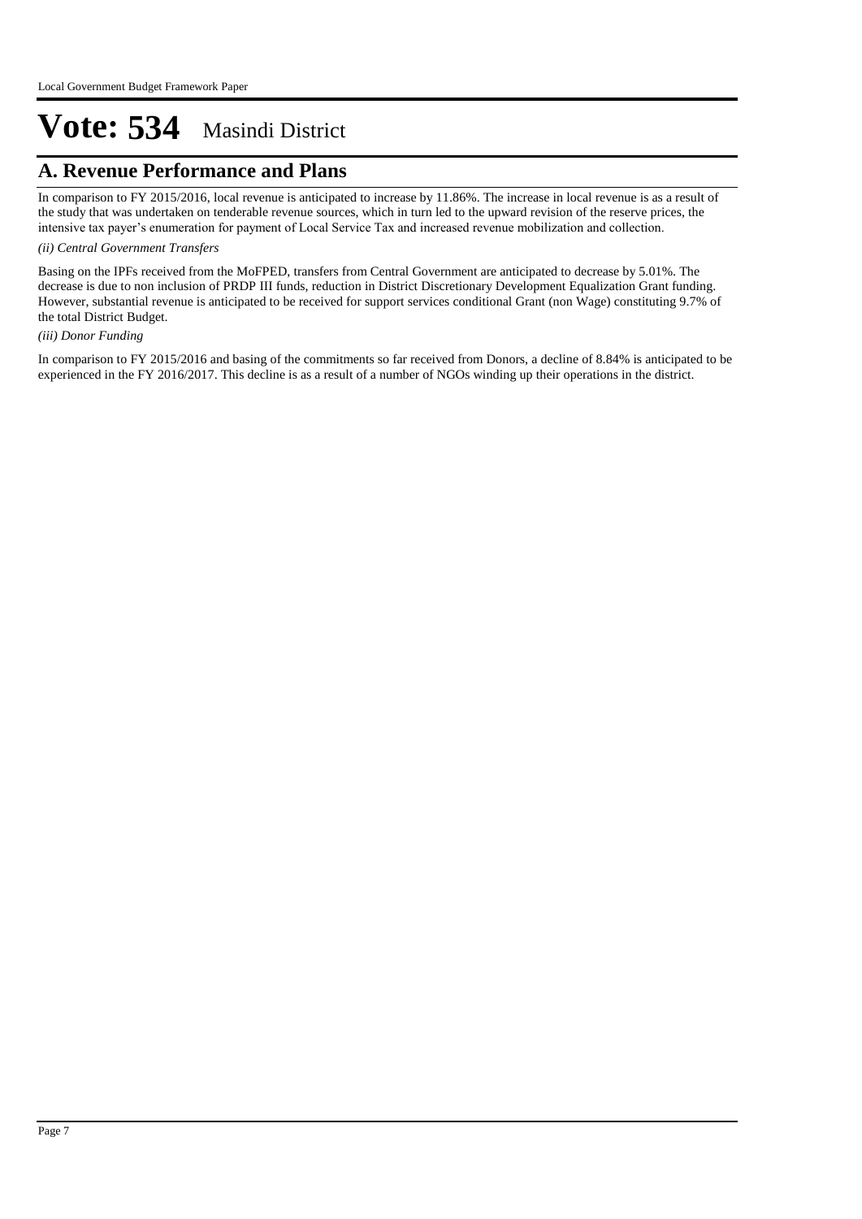# Vote: 534 Masindi District

## A. Revenue Performance and Plans

In comparison to FY 2015/2016, local revenue is anticipated to increase by 11.86%. The increase in local revenue is as a result of the study that was undertaken on tenderable revenue sources, which in turn led to the upward revision of the reserve prices, the intensive tax payer's enumeration for payment of Local Service Tax and increased revenue mobilization and collection.

*(ii) Central Government Transfers*

Basing on the IPFs received from the MoFPED, transfers from Central Government are anticipated to decrease by 5.01%. The decrease is due to non inclusion of PRDP III funds, reduction in District Discretionary Development Equalization Grant funding. However, substantial revenue is anticipated to be received for support services conditional Grant (non Wage) constituting 9.7% of the total District Budget.

*(iii) Donor Funding*

In comparison to FY 2015/2016 and basing of the commitments so far received from Donors, a decline of 8.84% is anticipated to be experienced in the FY 2016/2017. This decline is as a result of a number of NGOs winding up their operations in the district.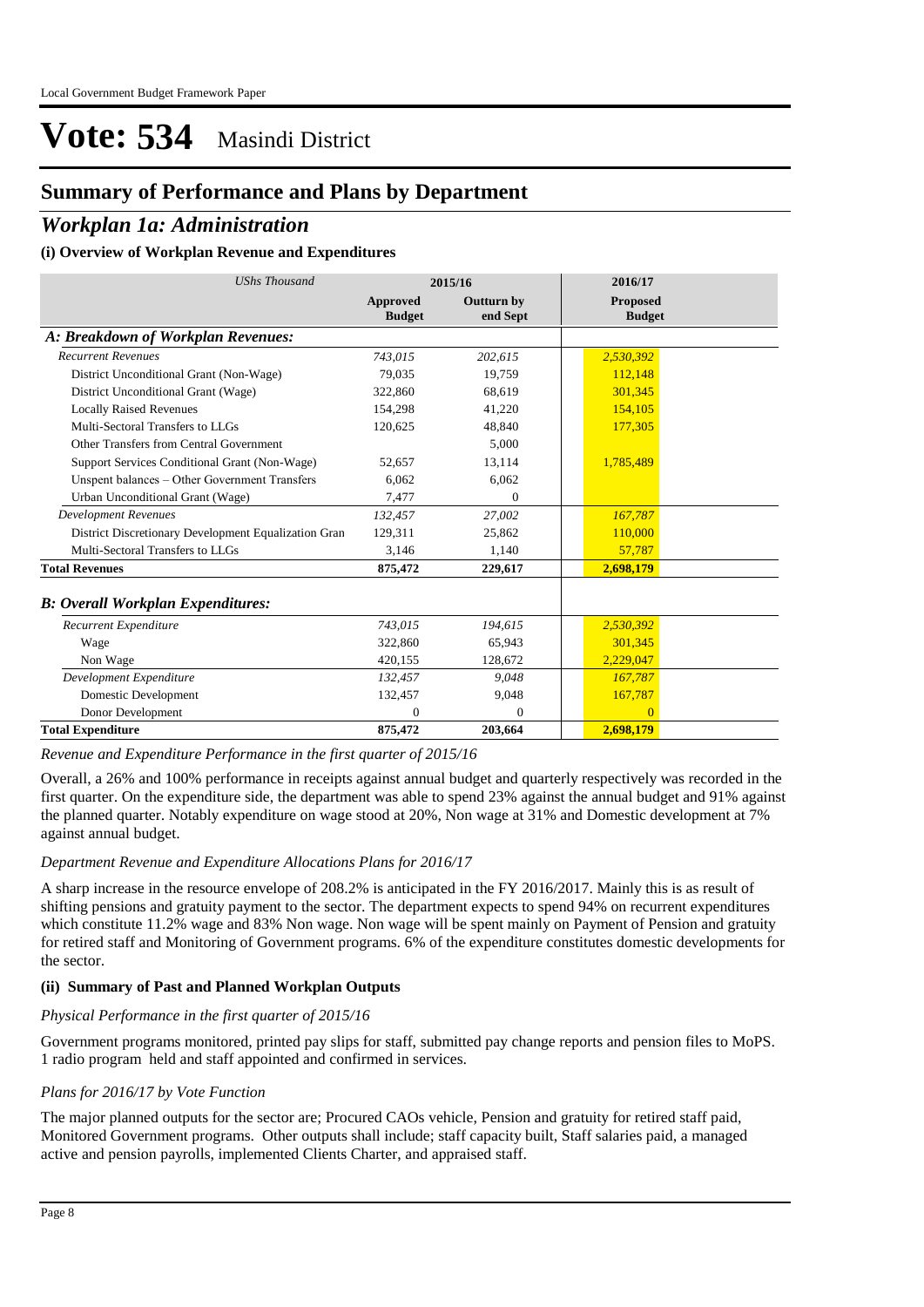# Vote: 534 Masindi District

## Summary of Performance and Plans by Department

## *Workplan 1a: Administration*

### (i) Overview of Workplan Revenue and Expenditures

| *UShs Thousand* | 2015/16 | | 2016/17 |
|---|---|---|---|
| | **Approved Budget** | **Outturn by end Sept** | **Proposed Budget** |
| ***A: Breakdown of Workplan Revenues:*** | | | |
| *Recurrent Revenues* | *743,015* | *202,615* | *2,530,392* |
| District Unconditional Grant (Non-Wage) | 79,035 | 19,759 | 112,148 |
| District Unconditional Grant (Wage) | 322,860 | 68,619 | 301,345 |
| Locally Raised Revenues | 154,298 | 41,220 | 154,105 |
| Multi-Sectoral Transfers to LLGs | 120,625 | 48,840 | 177,305 |
| Other Transfers from Central Government | | 5,000 | |
| Support Services Conditional Grant (Non-Wage) | 52,657 | 13,114 | 1,785,489 |
| Unspent balances – Other Government Transfers | 6,062 | 6,062 | |
| Urban Unconditional Grant (Wage) | 7,477 | 0 | |
| *Development Revenues* | *132,457* | *27,002* | *167,787* |
| District Discretionary Development Equalization Gran | 129,311 | 25,862 | 110,000 |
| Multi-Sectoral Transfers to LLGs | 3,146 | 1,140 | 57,787 |
| **Total Revenues** | **875,472** | **229,617** | **2,698,179** |
| ***B: Overall Workplan Expenditures:*** | | | |
| *Recurrent Expenditure* | *743,015* | *194,615* | *2,530,392* |
| Wage | 322,860 | 65,943 | 301,345 |
| Non Wage | 420,155 | 128,672 | 2,229,047 |
| *Development Expenditure* | *132,457* | *9,048* | *167,787* |
| Domestic Development | 132,457 | 9,048 | 167,787 |
| Donor Development | 0 | 0 | 0 |
| **Total Expenditure** | **875,472** | **203,664** | **2,698,179** |

*Revenue and Expenditure Performance in the first quarter of 2015/16*

Overall, a 26% and 100% performance in receipts against annual budget and quarterly respectively was recorded in the first quarter. On the expenditure side, the department was able to spend 23% against the annual budget and 91% against the planned quarter. Notably expenditure on wage stood at 20%, Non wage at 31% and Domestic development at 7% against annual budget.

*Department Revenue and Expenditure Allocations Plans for 2016/17*

A sharp increase in the resource envelope of 208.2% is anticipated in the FY 2016/2017. Mainly this is as result of shifting pensions and gratuity payment to the sector. The department expects to spend 94% on recurrent expenditures which constitute 11.2% wage and 83% Non wage. Non wage will be spent mainly on Payment of Pension and gratuity for retired staff and Monitoring of Government programs. 6% of the expenditure constitutes domestic developments for the sector.

### (ii) Summary of Past and Planned Workplan Outputs

*Physical Performance in the first quarter of 2015/16*

Government programs monitored, printed pay slips for staff, submitted pay change reports and pension files to MoPS. 1 radio program held and staff appointed and confirmed in services.

*Plans for 2016/17 by Vote Function*

The major planned outputs for the sector are; Procured CAOs vehicle, Pension and gratuity for retired staff paid, Monitored Government programs. Other outputs shall include; staff capacity built, Staff salaries paid, a managed active and pension payrolls, implemented Clients Charter, and appraised staff.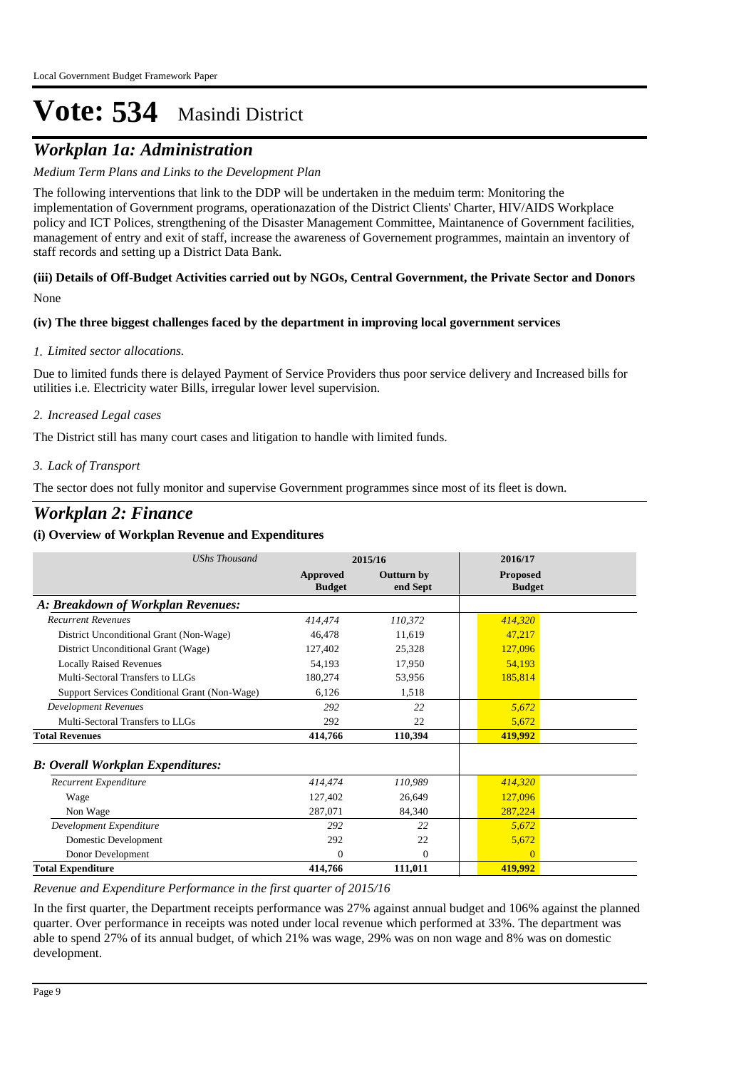# Vote: 534 Masindi District

## *Workplan 1a: Administration*

*Medium Term Plans and Links to the Development Plan*

The following interventions that link to the DDP will be undertaken in the meduim term: Monitoring the implementation of Government programs, operationazation of the District Clients' Charter, HIV/AIDS Workplace policy and ICT Polices, strengthening of the Disaster Management Committee, Maintanence of Government facilities, management of entry and exit of staff, increase the awareness of Governement programmes, maintain an inventory of staff records and setting up a District Data Bank.

**(iii) Details of Off-Budget Activities carried out by NGOs, Central Government, the Private Sector and Donors**

None

**(iv) The three biggest challenges faced by the department in improving local government services**

*1. Limited sector allocations.*

Due to limited funds there is delayed Payment of Service Providers thus poor service delivery and Increased bills for utilities i.e. Electricity water Bills, irregular lower level supervision.

*2. Increased Legal cases*

The District still has many court cases and litigation to handle with limited funds.

*3. Lack of Transport*

The sector does not fully monitor and supervise Government programmes since most of its fleet is down.

## *Workplan 2: Finance*

**(i) Overview of Workplan Revenue and Expenditures**

| *UShs Thousand* | 2015/16 | | 2016/17 |
|---|---|---|---|
| | **Approved Budget** | **Outturn by end Sept** | **Proposed Budget** |
| ***A: Breakdown of Workplan Revenues:*** | | | |
| *Recurrent Revenues* | *414,474* | *110,372* | *414,320* |
| District Unconditional Grant (Non-Wage) | 46,478 | 11,619 | 47,217 |
| District Unconditional Grant (Wage) | 127,402 | 25,328 | 127,096 |
| Locally Raised Revenues | 54,193 | 17,950 | 54,193 |
| Multi-Sectoral Transfers to LLGs | 180,274 | 53,956 | 185,814 |
| Support Services Conditional Grant (Non-Wage) | 6,126 | 1,518 | |
| *Development Revenues* | *292* | *22* | *5,672* |
| Multi-Sectoral Transfers to LLGs | 292 | 22 | 5,672 |
| **Total Revenues** | **414,766** | **110,394** | **419,992** |
| ***B: Overall Workplan Expenditures:*** | | | |
| *Recurrent Expenditure* | *414,474* | *110,989* | *414,320* |
| Wage | 127,402 | 26,649 | 127,096 |
| Non Wage | 287,071 | 84,340 | 287,224 |
| *Development Expenditure* | *292* | *22* | *5,672* |
| Domestic Development | 292 | 22 | 5,672 |
| Donor Development | 0 | 0 | 0 |
| **Total Expenditure** | **414,766** | **111,011** | **419,992** |

*Revenue and Expenditure Performance in the first quarter of 2015/16*

In the first quarter, the Department receipts performance was 27% against annual budget and 106% against the planned quarter. Over performance in receipts was noted under local revenue which performed at 33%. The department was able to spend 27% of its annual budget, of which 21% was wage, 29% was on non wage and 8% was on domestic development.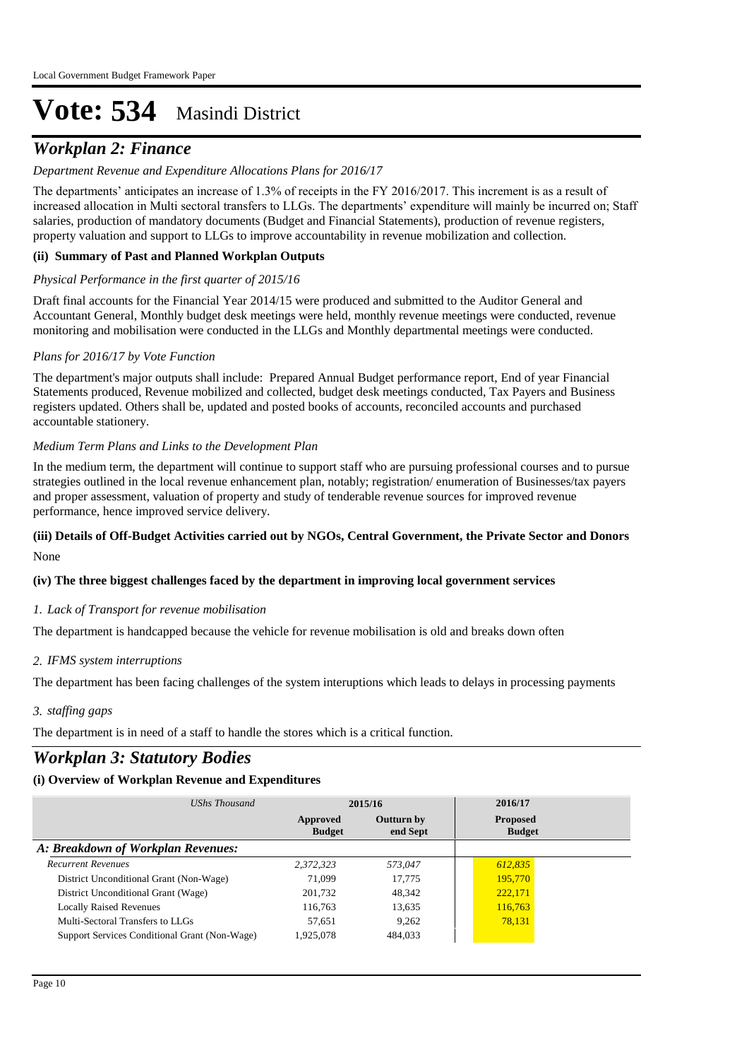# Vote: 534 Masindi District

## *Workplan 2: Finance*

*Department Revenue and Expenditure Allocations Plans for 2016/17*

The departments' anticipates an increase of 1.3% of receipts in the FY 2016/2017. This increment is as a result of increased allocation in Multi sectoral transfers to LLGs. The departments' expenditure will mainly be incurred on; Staff salaries, production of mandatory documents (Budget and Financial Statements), production of revenue registers, property valuation and support to LLGs to improve accountability in revenue mobilization and collection.

**(ii) Summary of Past and Planned Workplan Outputs**

*Physical Performance in the first quarter of 2015/16*

Draft final accounts for the Financial Year 2014/15 were produced and submitted to the Auditor General and Accountant General, Monthly budget desk meetings were held, monthly revenue meetings were conducted, revenue monitoring and mobilisation were conducted in the LLGs and Monthly departmental meetings were conducted.

*Plans for 2016/17 by Vote Function*

The department's major outputs shall include: Prepared Annual Budget performance report, End of year Financial Statements produced, Revenue mobilized and collected, budget desk meetings conducted, Tax Payers and Business registers updated. Others shall be, updated and posted books of accounts, reconciled accounts and purchased accountable stationery.

*Medium Term Plans and Links to the Development Plan*

In the medium term, the department will continue to support staff who are pursuing professional courses and to pursue strategies outlined in the local revenue enhancement plan, notably; registration/ enumeration of Businesses/tax payers and proper assessment, valuation of property and study of tenderable revenue sources for improved revenue performance, hence improved service delivery.

**(iii) Details of Off-Budget Activities carried out by NGOs, Central Government, the Private Sector and Donors**

None

**(iv) The three biggest challenges faced by the department in improving local government services**

*1. Lack of Transport for revenue mobilisation*

The department is handcapped because the vehicle for revenue mobilisation is old and breaks down often

*2. IFMS system interruptions*

The department has been facing challenges of the system interuptions which leads to delays in processing payments

*3. staffing gaps*

The department is in need of a staff to handle the stores which is a critical function.

## *Workplan 3: Statutory Bodies*

**(i) Overview of Workplan Revenue and Expenditures**

| *UShs Thousand* | 2015/16 | | 2016/17 |
|---|---|---|---|
| | **Approved Budget** | **Outturn by end Sept** | **Proposed Budget** |
| ***A: Breakdown of Workplan Revenues:*** | | | |
| *Recurrent Revenues* | *2,372,323* | *573,047* | *612,835* |
| District Unconditional Grant (Non-Wage) | 71,099 | 17,775 | 195,770 |
| District Unconditional Grant (Wage) | 201,732 | 48,342 | 222,171 |
| Locally Raised Revenues | 116,763 | 13,635 | 116,763 |
| Multi-Sectoral Transfers to LLGs | 57,651 | 9,262 | 78,131 |
| Support Services Conditional Grant (Non-Wage) | 1,925,078 | 484,033 | |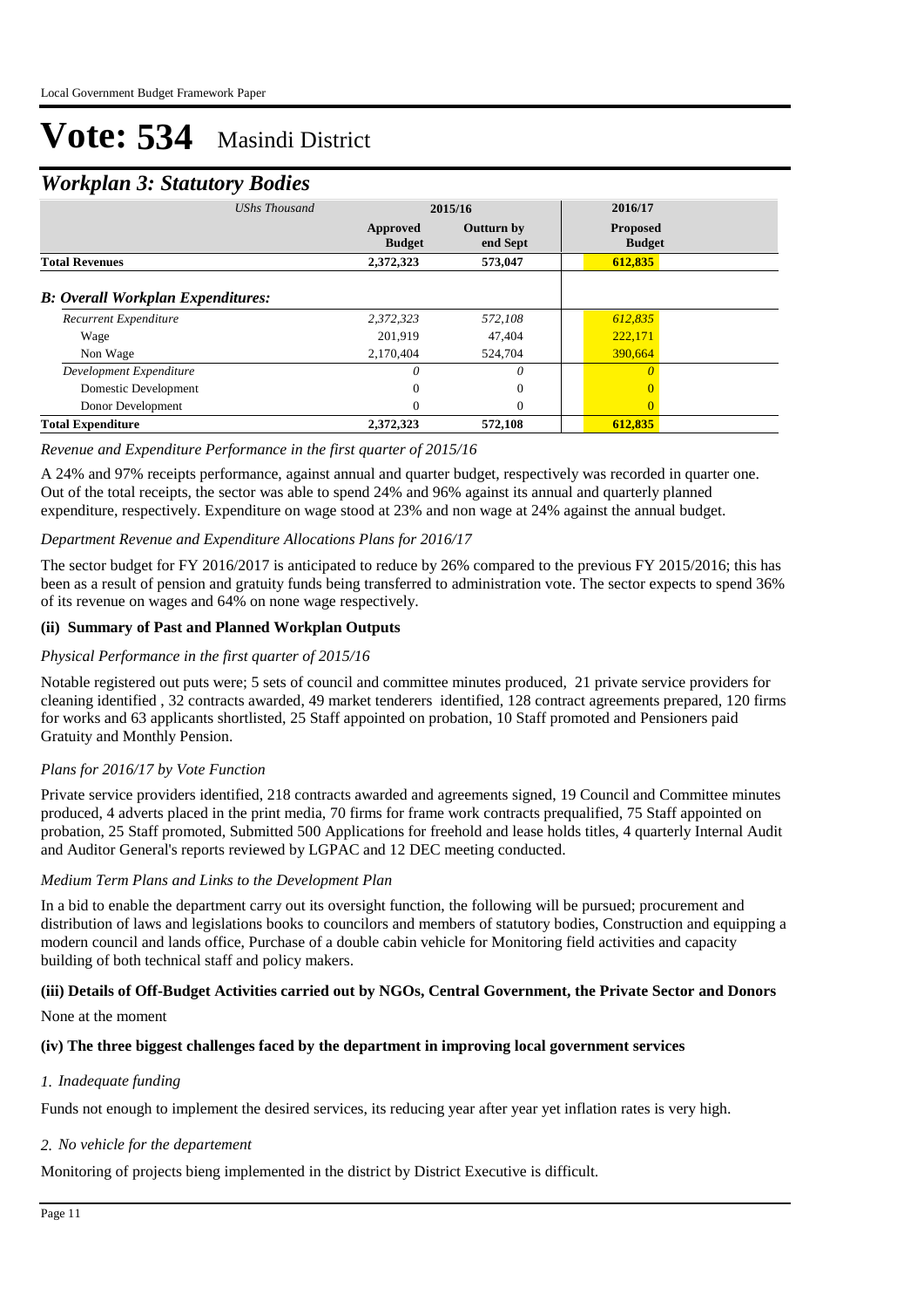# Vote: 534 Masindi District

## *Workplan 3: Statutory Bodies*

| *UShs Thousand* | 2015/16 | | 2016/17 |
|---|---|---|---|
| | **Approved Budget** | **Outturn by end Sept** | **Proposed Budget** |
| **Total Revenues** | **2,372,323** | **573,047** | **612,835** |
| ***B: Overall Workplan Expenditures:*** | | | |
| *Recurrent Expenditure* | *2,372,323* | *572,108* | *612,835* |
| Wage | 201,919 | 47,404 | 222,171 |
| Non Wage | 2,170,404 | 524,704 | 390,664 |
| *Development Expenditure* | *0* | *0* | *0* |
| Domestic Development | 0 | 0 | 0 |
| Donor Development | 0 | 0 | 0 |
| **Total Expenditure** | **2,372,323** | **572,108** | **612,835** |

*Revenue and Expenditure Performance in the first quarter of 2015/16*

A 24% and 97% receipts performance, against annual and quarter budget, respectively was recorded in quarter one. Out of the total receipts, the sector was able to spend 24% and 96% against its annual and quarterly planned expenditure, respectively. Expenditure on wage stood at 23% and non wage at 24% against the annual budget.

*Department Revenue and Expenditure Allocations Plans for 2016/17*

The sector budget for FY 2016/2017 is anticipated to reduce by 26% compared to the previous FY 2015/2016; this has been as a result of pension and gratuity funds being transferred to administration vote. The sector expects to spend 36% of its revenue on wages and 64% on none wage respectively.

### (ii) Summary of Past and Planned Workplan Outputs

*Physical Performance in the first quarter of 2015/16*

Notable registered out puts were; 5 sets of council and committee minutes produced, 21 private service providers for cleaning identified , 32 contracts awarded, 49 market tenderers identified, 128 contract agreements prepared, 120 firms for works and 63 applicants shortlisted, 25 Staff appointed on probation, 10 Staff promoted and Pensioners paid Gratuity and Monthly Pension.

*Plans for 2016/17 by Vote Function*

Private service providers identified, 218 contracts awarded and agreements signed, 19 Council and Committee minutes produced, 4 adverts placed in the print media, 70 firms for frame work contracts prequalified, 75 Staff appointed on probation, 25 Staff promoted, Submitted 500 Applications for freehold and lease holds titles, 4 quarterly Internal Audit and Auditor General's reports reviewed by LGPAC and 12 DEC meeting conducted.

*Medium Term Plans and Links to the Development Plan*

In a bid to enable the department carry out its oversight function, the following will be pursued; procurement and distribution of laws and legislations books to councilors and members of statutory bodies, Construction and equipping a modern council and lands office, Purchase of a double cabin vehicle for Monitoring field activities and capacity building of both technical staff and policy makers.

### (iii) Details of Off-Budget Activities carried out by NGOs, Central Government, the Private Sector and Donors

None at the moment

### (iv) The three biggest challenges faced by the department in improving local government services

*1. Inadequate funding*

Funds not enough to implement the desired services, its reducing year after year yet inflation rates is very high.

*2. No vehicle for the departement*

Monitoring of projects bieng implemented in the district by District Executive is difficult.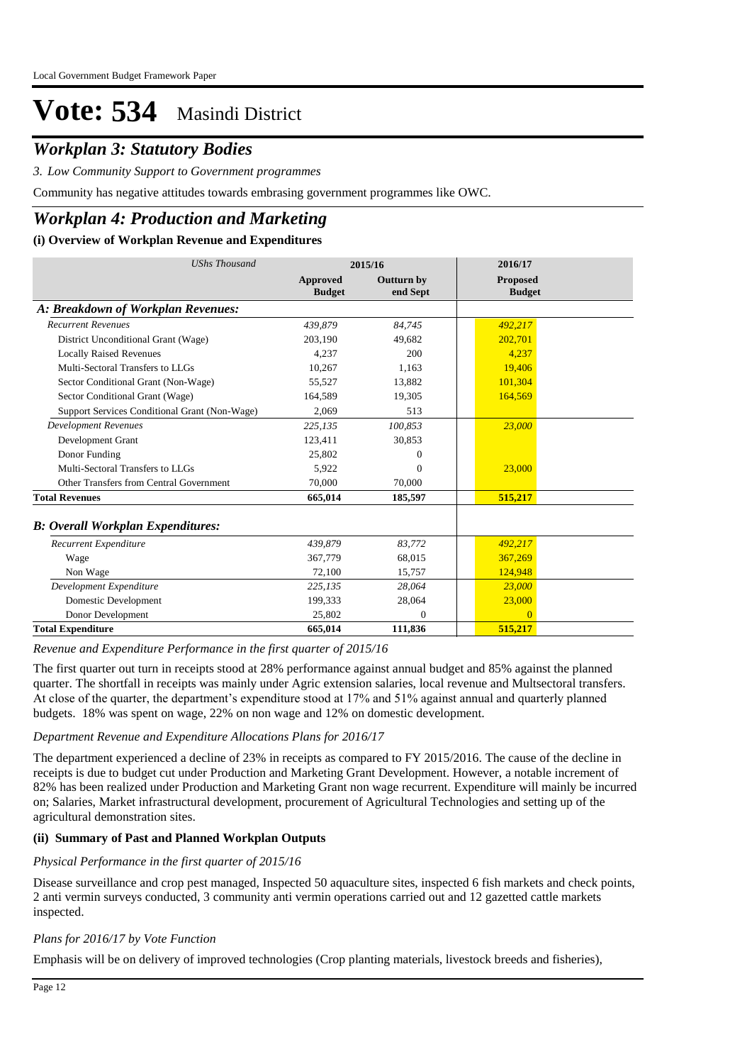# Vote: 534 Masindi District

## *Workplan 3: Statutory Bodies*

*3. Low Community Support to Government programmes*

Community has negative attitudes towards embrasing government programmes like OWC.

## *Workplan 4: Production and Marketing*

### (i) Overview of Workplan Revenue and Expenditures

| *UShs Thousand* | 2015/16 | | 2016/17 |
|---|---|---|---|
| | **Approved Budget** | **Outturn by end Sept** | **Proposed Budget** |
| ***A: Breakdown of Workplan Revenues:*** | | | |
| *Recurrent Revenues* | *439,879* | *84,745* | *492,217* |
| District Unconditional Grant (Wage) | 203,190 | 49,682 | 202,701 |
| Locally Raised Revenues | 4,237 | 200 | 4,237 |
| Multi-Sectoral Transfers to LLGs | 10,267 | 1,163 | 19,406 |
| Sector Conditional Grant (Non-Wage) | 55,527 | 13,882 | 101,304 |
| Sector Conditional Grant (Wage) | 164,589 | 19,305 | 164,569 |
| Support Services Conditional Grant (Non-Wage) | 2,069 | 513 | |
| *Development Revenues* | *225,135* | *100,853* | *23,000* |
| Development Grant | 123,411 | 30,853 | |
| Donor Funding | 25,802 | 0 | |
| Multi-Sectoral Transfers to LLGs | 5,922 | 0 | 23,000 |
| Other Transfers from Central Government | 70,000 | 70,000 | |
| **Total Revenues** | **665,014** | **185,597** | **515,217** |
| ***B: Overall Workplan Expenditures:*** | | | |
| *Recurrent Expenditure* | *439,879* | *83,772* | *492,217* |
| Wage | 367,779 | 68,015 | 367,269 |
| Non Wage | 72,100 | 15,757 | 124,948 |
| *Development Expenditure* | *225,135* | *28,064* | *23,000* |
| Domestic Development | 199,333 | 28,064 | 23,000 |
| Donor Development | 25,802 | 0 | 0 |
| **Total Expenditure** | **665,014** | **111,836** | **515,217** |

*Revenue and Expenditure Performance in the first quarter of 2015/16*

The first quarter out turn in receipts stood at 28% performance against annual budget and 85% against the planned quarter. The shortfall in receipts was mainly under Agric extension salaries, local revenue and Multsectoral transfers. At close of the quarter, the department's expenditure stood at 17% and 51% against annual and quarterly planned budgets. 18% was spent on wage, 22% on non wage and 12% on domestic development.

*Department Revenue and Expenditure Allocations Plans for 2016/17*

The department experienced a decline of 23% in receipts as compared to FY 2015/2016. The cause of the decline in receipts is due to budget cut under Production and Marketing Grant Development. However, a notable increment of 82% has been realized under Production and Marketing Grant non wage recurrent. Expenditure will mainly be incurred on; Salaries, Market infrastructural development, procurement of Agricultural Technologies and setting up of the agricultural demonstration sites.

### (ii) Summary of Past and Planned Workplan Outputs

*Physical Performance in the first quarter of 2015/16*

Disease surveillance and crop pest managed, Inspected 50 aquaculture sites, inspected 6 fish markets and check points, 2 anti vermin surveys conducted, 3 community anti vermin operations carried out and 12 gazetted cattle markets inspected.

*Plans for 2016/17 by Vote Function*

Emphasis will be on delivery of improved technologies (Crop planting materials, livestock breeds and fisheries),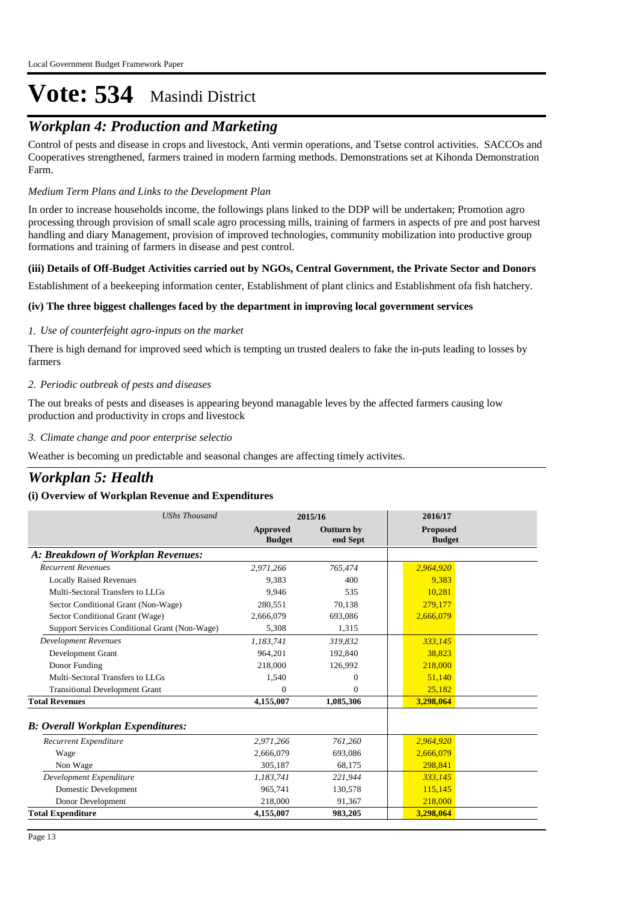# Vote: 534 Masindi District

## *Workplan 4: Production and Marketing*

Control of pests and disease in crops and livestock, Anti vermin operations, and Tsetse control activities. SACCOs and Cooperatives strengthened, farmers trained in modern farming methods. Demonstrations set at Kihonda Demonstration Farm.

*Medium Term Plans and Links to the Development Plan*

In order to increase households income, the followings plans linked to the DDP will be undertaken; Promotion agro processing through provision of small scale agro processing mills, training of farmers in aspects of pre and post harvest handling and diary Management, provision of improved technologies, community mobilization into productive group formations and training of farmers in disease and pest control.

#### (iii) Details of Off-Budget Activities carried out by NGOs, Central Government, the Private Sector and Donors

Establishment of a beekeeping information center, Establishment of plant clinics and Establishment ofa fish hatchery.

#### (iv) The three biggest challenges faced by the department in improving local government services

*1. Use of counterfeight agro-inputs on the market*

There is high demand for improved seed which is tempting un trusted dealers to fake the in-puts leading to losses by farmers

*2. Periodic outbreak of pests and diseases*

The out breaks of pests and diseases is appearing beyond managable leves by the affected farmers causing low production and productivity in crops and livestock

*3. Climate change and poor enterprise selectio*

Weather is becoming un predictable and seasonal changes are affecting timely activites.

## *Workplan 5: Health*

#### (i) Overview of Workplan Revenue and Expenditures

| *UShs Thousand* | 2015/16 | | 2016/17 |
|---|---|---|---|
| | **Approved Budget** | **Outturn by end Sept** | **Proposed Budget** |
| ***A: Breakdown of Workplan Revenues:*** | | | |
| *Recurrent Revenues* | *2,971,266* | *765,474* | *2,964,920* |
| Locally Raised Revenues | 9,383 | 400 | 9,383 |
| Multi-Sectoral Transfers to LLGs | 9,946 | 535 | 10,281 |
| Sector Conditional Grant (Non-Wage) | 280,551 | 70,138 | 279,177 |
| Sector Conditional Grant (Wage) | 2,666,079 | 693,086 | 2,666,079 |
| Support Services Conditional Grant (Non-Wage) | 5,308 | 1,315 | |
| *Development Revenues* | *1,183,741* | *319,832* | *333,145* |
| Development Grant | 964,201 | 192,840 | 38,823 |
| Donor Funding | 218,000 | 126,992 | 218,000 |
| Multi-Sectoral Transfers to LLGs | 1,540 | 0 | 51,140 |
| Transitional Development Grant | 0 | 0 | 25,182 |
| **Total Revenues** | **4,155,007** | **1,085,306** | **3,298,064** |
| ***B: Overall Workplan Expenditures:*** | | | |
| *Recurrent Expenditure* | *2,971,266* | *761,260* | *2,964,920* |
| Wage | 2,666,079 | 693,086 | 2,666,079 |
| Non Wage | 305,187 | 68,175 | 298,841 |
| *Development Expenditure* | *1,183,741* | *221,944* | *333,145* |
| Domestic Development | 965,741 | 130,578 | 115,145 |
| Donor Development | 218,000 | 91,367 | 218,000 |
| **Total Expenditure** | **4,155,007** | **983,205** | **3,298,064** |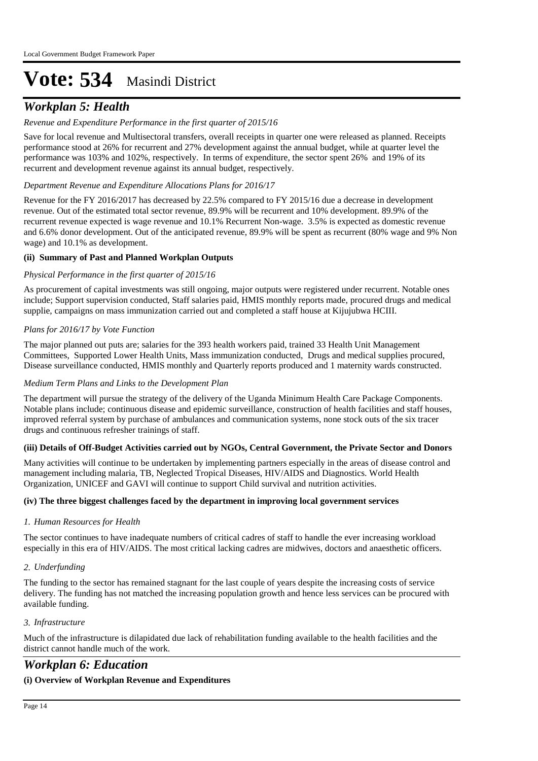# Vote: 534 Masindi District

## *Workplan 5: Health*

*Revenue and Expenditure Performance in the first quarter of 2015/16*

Save for local revenue and Multisectoral transfers, overall receipts in quarter one were released as planned. Receipts performance stood at 26% for recurrent and 27% development against the annual budget, while at quarter level the performance was 103% and 102%, respectively. In terms of expenditure, the sector spent 26% and 19% of its recurrent and development revenue against its annual budget, respectively.

*Department Revenue and Expenditure Allocations Plans for 2016/17*

Revenue for the FY 2016/2017 has decreased by 22.5% compared to FY 2015/16 due a decrease in development revenue. Out of the estimated total sector revenue, 89.9% will be recurrent and 10% development. 89.9% of the recurrent revenue expected is wage revenue and 10.1% Recurrent Non-wage. 3.5% is expected as domestic revenue and 6.6% donor development. Out of the anticipated revenue, 89.9% will be spent as recurrent (80% wage and 9% Non wage) and 10.1% as development.

**(ii) Summary of Past and Planned Workplan Outputs**

*Physical Performance in the first quarter of 2015/16*

As procurement of capital investments was still ongoing, major outputs were registered under recurrent. Notable ones include; Support supervision conducted, Staff salaries paid, HMIS monthly reports made, procured drugs and medical supplie, campaigns on mass immunization carried out and completed a staff house at Kijujubwa HCIII.

*Plans for 2016/17 by Vote Function*

The major planned out puts are; salaries for the 393 health workers paid, trained 33 Health Unit Management Committees, Supported Lower Health Units, Mass immunization conducted, Drugs and medical supplies procured, Disease surveillance conducted, HMIS monthly and Quarterly reports produced and 1 maternity wards constructed.

*Medium Term Plans and Links to the Development Plan*

The department will pursue the strategy of the delivery of the Uganda Minimum Health Care Package Components. Notable plans include; continuous disease and epidemic surveillance, construction of health facilities and staff houses, improved referral system by purchase of ambulances and communication systems, none stock outs of the six tracer drugs and continuous refresher trainings of staff.

**(iii) Details of Off-Budget Activities carried out by NGOs, Central Government, the Private Sector and Donors**

Many activities will continue to be undertaken by implementing partners especially in the areas of disease control and management including malaria, TB, Neglected Tropical Diseases, HIV/AIDS and Diagnostics. World Health Organization, UNICEF and GAVI will continue to support Child survival and nutrition activities.

**(iv) The three biggest challenges faced by the department in improving local government services**

*1. Human Resources for Health*

The sector continues to have inadequate numbers of critical cadres of staff to handle the ever increasing workload especially in this era of HIV/AIDS. The most critical lacking cadres are midwives, doctors and anaesthetic officers.

*2. Underfunding*

The funding to the sector has remained stagnant for the last couple of years despite the increasing costs of service delivery. The funding has not matched the increasing population growth and hence less services can be procured with available funding.

*3. Infrastructure*

Much of the infrastructure is dilapidated due lack of rehabilitation funding available to the health facilities and the district cannot handle much of the work.

## *Workplan 6: Education*

**(i) Overview of Workplan Revenue and Expenditures**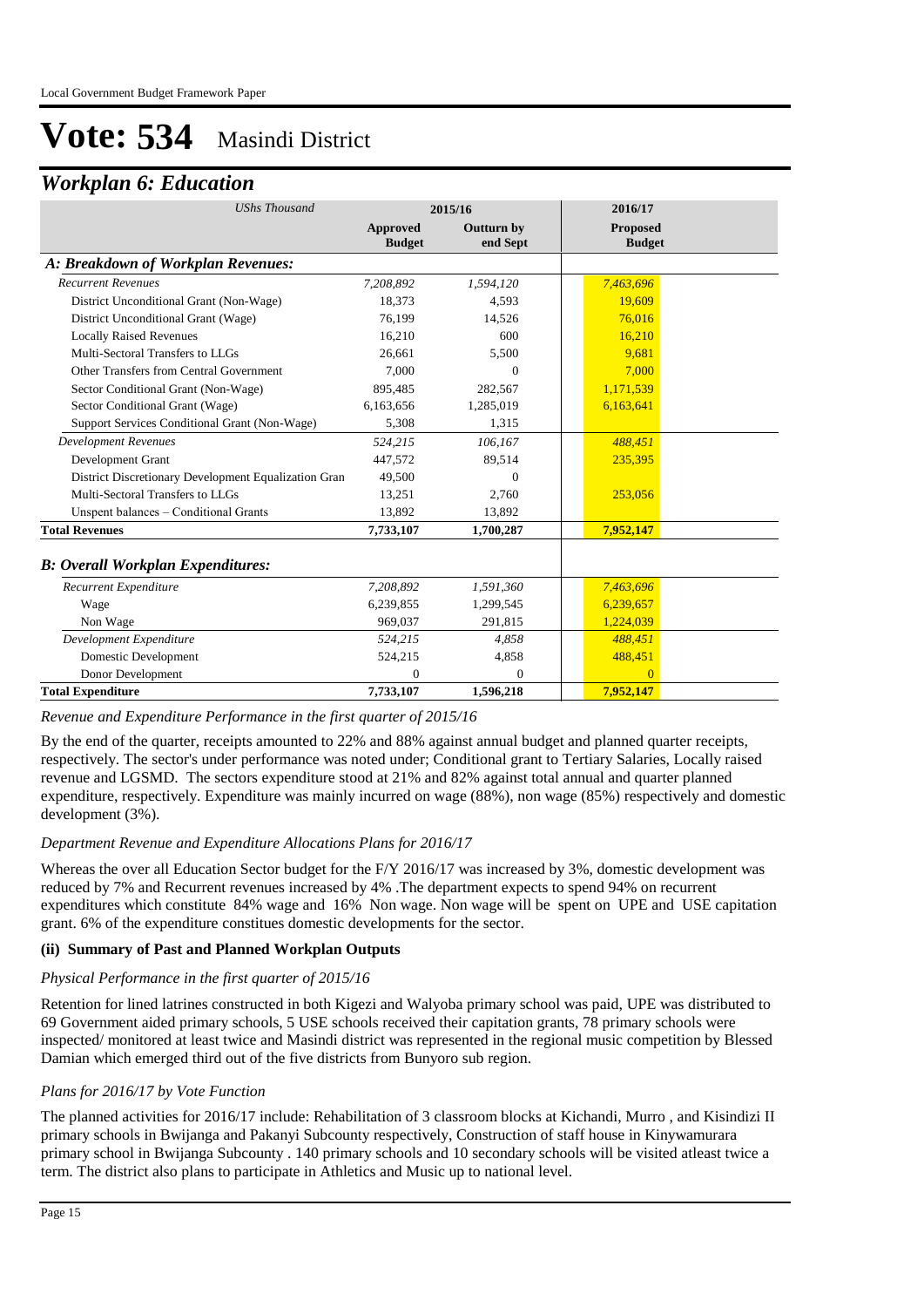# Vote: 534 Masindi District

## *Workplan 6: Education*

| *UShs Thousand* | 2015/16 | | 2016/17 |
|---|---|---|---|
| | **Approved Budget** | **Outturn by end Sept** | **Proposed Budget** |
| ***A: Breakdown of Workplan Revenues:*** | | | |
| *Recurrent Revenues* | *7,208,892* | *1,594,120* | *7,463,696* |
| District Unconditional Grant (Non-Wage) | 18,373 | 4,593 | 19,609 |
| District Unconditional Grant (Wage) | 76,199 | 14,526 | 76,016 |
| Locally Raised Revenues | 16,210 | 600 | 16,210 |
| Multi-Sectoral Transfers to LLGs | 26,661 | 5,500 | 9,681 |
| Other Transfers from Central Government | 7,000 | 0 | 7,000 |
| Sector Conditional Grant (Non-Wage) | 895,485 | 282,567 | 1,171,539 |
| Sector Conditional Grant (Wage) | 6,163,656 | 1,285,019 | 6,163,641 |
| Support Services Conditional Grant (Non-Wage) | 5,308 | 1,315 | |
| *Development Revenues* | *524,215* | *106,167* | *488,451* |
| Development Grant | 447,572 | 89,514 | 235,395 |
| District Discretionary Development Equalization Gran | 49,500 | 0 | |
| Multi-Sectoral Transfers to LLGs | 13,251 | 2,760 | 253,056 |
| Unspent balances – Conditional Grants | 13,892 | 13,892 | |
| **Total Revenues** | **7,733,107** | **1,700,287** | **7,952,147** |
| ***B: Overall Workplan Expenditures:*** | | | |
| *Recurrent Expenditure* | *7,208,892* | *1,591,360* | *7,463,696* |
| Wage | 6,239,855 | 1,299,545 | 6,239,657 |
| Non Wage | 969,037 | 291,815 | 1,224,039 |
| *Development Expenditure* | *524,215* | *4,858* | *488,451* |
| Domestic Development | 524,215 | 4,858 | 488,451 |
| Donor Development | 0 | 0 | 0 |
| **Total Expenditure** | **7,733,107** | **1,596,218** | **7,952,147** |

*Revenue and Expenditure Performance in the first quarter of 2015/16*

By the end of the quarter, receipts amounted to 22% and 88% against annual budget and planned quarter receipts, respectively. The sector's under performance was noted under; Conditional grant to Tertiary Salaries, Locally raised revenue and LGSMD. The sectors expenditure stood at 21% and 82% against total annual and quarter planned expenditure, respectively. Expenditure was mainly incurred on wage (88%), non wage (85%) respectively and domestic development (3%).

*Department Revenue and Expenditure Allocations Plans for 2016/17*

Whereas the over all Education Sector budget for the F/Y 2016/17 was increased by 3%, domestic development was reduced by 7% and Recurrent revenues increased by 4% .The department expects to spend 94% on recurrent expenditures which constitute 84% wage and 16% Non wage. Non wage will be spent on UPE and USE capitation grant. 6% of the expenditure constitues domestic developments for the sector.

**(ii) Summary of Past and Planned Workplan Outputs**

*Physical Performance in the first quarter of 2015/16*

Retention for lined latrines constructed in both Kigezi and Walyoba primary school was paid, UPE was distributed to 69 Government aided primary schools, 5 USE schools received their capitation grants, 78 primary schools were inspected/ monitored at least twice and Masindi district was represented in the regional music competition by Blessed Damian which emerged third out of the five districts from Bunyoro sub region.

*Plans for 2016/17 by Vote Function*

The planned activities for 2016/17 include: Rehabilitation of 3 classroom blocks at Kichandi, Murro , and Kisindizi II primary schools in Bwijanga and Pakanyi Subcounty respectively, Construction of staff house in Kinywamurara primary school in Bwijanga Subcounty . 140 primary schools and 10 secondary schools will be visited atleast twice a term. The district also plans to participate in Athletics and Music up to national level.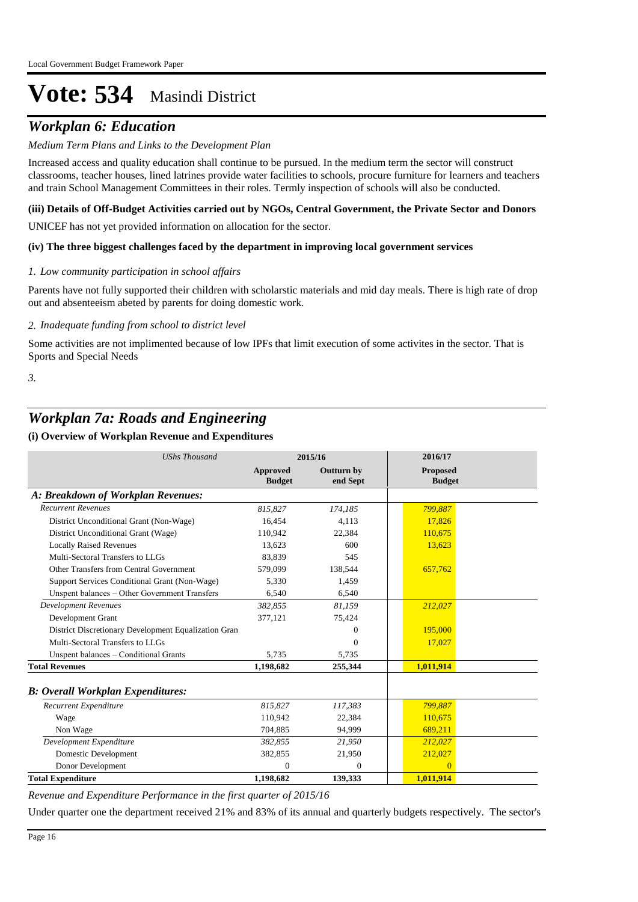# Vote: 534 Masindi District

## *Workplan 6: Education*

*Medium Term Plans and Links to the Development Plan*

Increased access and quality education shall continue to be pursued. In the medium term the sector will construct classrooms, teacher houses, lined latrines provide water facilities to schools, procure furniture for learners and teachers and train School Management Committees in their roles. Termly inspection of schools will also be conducted.

**(iii) Details of Off-Budget Activities carried out by NGOs, Central Government, the Private Sector and Donors**

UNICEF has not yet provided information on allocation for the sector.

**(iv) The three biggest challenges faced by the department in improving local government services**

*1. Low community participation in school affairs*

Parents have not fully supported their children with scholarstic materials and mid day meals. There is high rate of drop out and absenteeism abeted by parents for doing domestic work.

*2. Inadequate funding from school to district level*

Some activities are not implimented because of low IPFs that limit execution of some activites in the sector. That is Sports and Special Needs

*3.*

## *Workplan 7a: Roads and Engineering*

**(i) Overview of Workplan Revenue and Expenditures**

| *UShs Thousand* | 2015/16 | | 2016/17 |
|---|---|---|---|
| | **Approved Budget** | **Outturn by end Sept** | **Proposed Budget** |
| ***A: Breakdown of Workplan Revenues:*** | | | |
| *Recurrent Revenues* | *815,827* | *174,185* | *799,887* |
| District Unconditional Grant (Non-Wage) | 16,454 | 4,113 | 17,826 |
| District Unconditional Grant (Wage) | 110,942 | 22,384 | 110,675 |
| Locally Raised Revenues | 13,623 | 600 | 13,623 |
| Multi-Sectoral Transfers to LLGs | 83,839 | 545 | |
| Other Transfers from Central Government | 579,099 | 138,544 | 657,762 |
| Support Services Conditional Grant (Non-Wage) | 5,330 | 1,459 | |
| Unspent balances – Other Government Transfers | 6,540 | 6,540 | |
| *Development Revenues* | *382,855* | *81,159* | *212,027* |
| Development Grant | 377,121 | 75,424 | |
| District Discretionary Development Equalization Gran | | 0 | 195,000 |
| Multi-Sectoral Transfers to LLGs | | 0 | 17,027 |
| Unspent balances – Conditional Grants | 5,735 | 5,735 | |
| **Total Revenues** | **1,198,682** | **255,344** | **1,011,914** |
| ***B: Overall Workplan Expenditures:*** | | | |
| *Recurrent Expenditure* | *815,827* | *117,383* | *799,887* |
| Wage | 110,942 | 22,384 | 110,675 |
| Non Wage | 704,885 | 94,999 | 689,211 |
| *Development Expenditure* | *382,855* | *21,950* | *212,027* |
| Domestic Development | 382,855 | 21,950 | 212,027 |
| Donor Development | 0 | 0 | 0 |
| **Total Expenditure** | **1,198,682** | **139,333** | **1,011,914** |

*Revenue and Expenditure Performance in the first quarter of 2015/16*

Under quarter one the department received 21% and 83% of its annual and quarterly budgets respectively. The sector's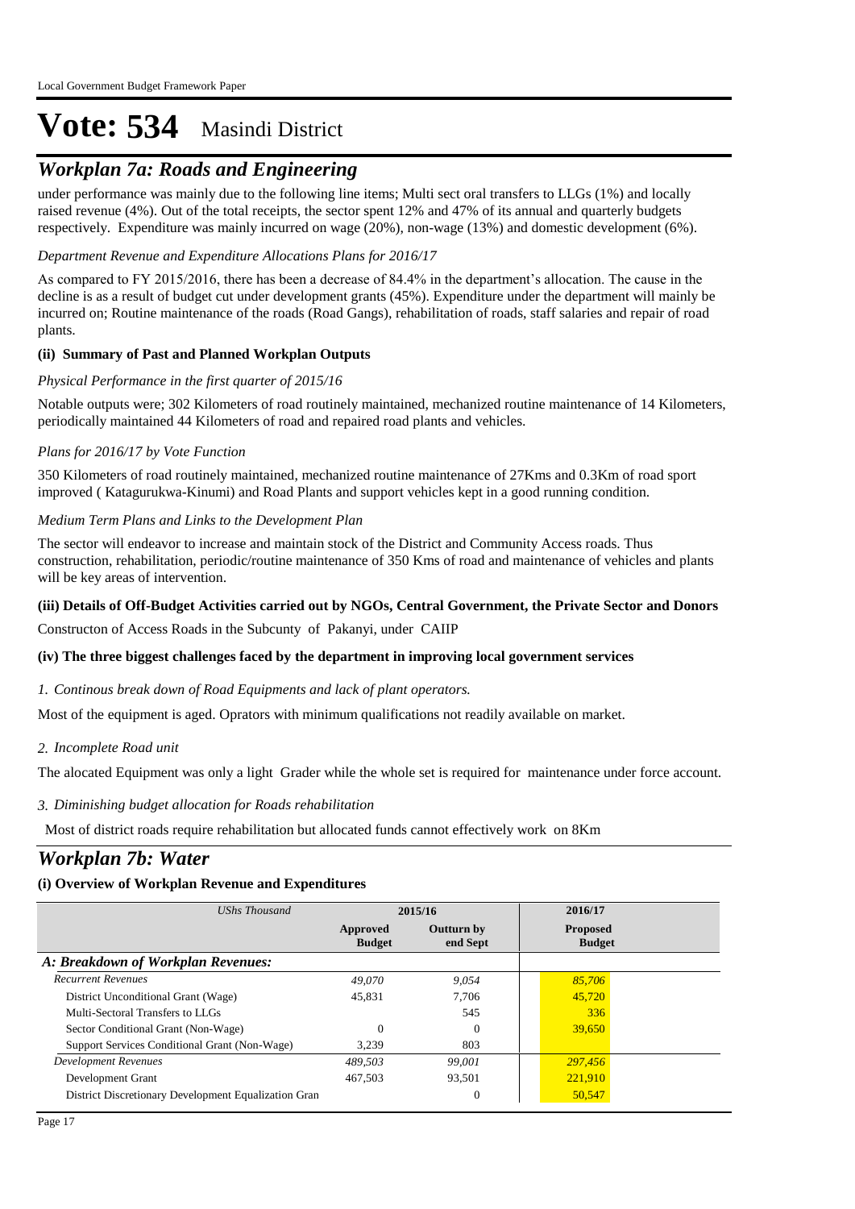# Vote: 534 Masindi District

## *Workplan 7a: Roads and Engineering*

under performance was mainly due to the following line items; Multi sect oral transfers to LLGs (1%) and locally raised revenue (4%). Out of the total receipts, the sector spent 12% and 47% of its annual and quarterly budgets respectively. Expenditure was mainly incurred on wage (20%), non-wage (13%) and domestic development (6%).

*Department Revenue and Expenditure Allocations Plans for 2016/17*

As compared to FY 2015/2016, there has been a decrease of 84.4% in the department's allocation. The cause in the decline is as a result of budget cut under development grants (45%). Expenditure under the department will mainly be incurred on; Routine maintenance of the roads (Road Gangs), rehabilitation of roads, staff salaries and repair of road plants.

**(ii) Summary of Past and Planned Workplan Outputs**

*Physical Performance in the first quarter of 2015/16*

Notable outputs were; 302 Kilometers of road routinely maintained, mechanized routine maintenance of 14 Kilometers, periodically maintained 44 Kilometers of road and repaired road plants and vehicles.

*Plans for 2016/17 by Vote Function*

350 Kilometers of road routinely maintained, mechanized routine maintenance of 27Kms and 0.3Km of road sport improved ( Katagurukwa-Kinumi) and Road Plants and support vehicles kept in a good running condition.

*Medium Term Plans and Links to the Development Plan*

The sector will endeavor to increase and maintain stock of the District and Community Access roads. Thus construction, rehabilitation, periodic/routine maintenance of 350 Kms of road and maintenance of vehicles and plants will be key areas of intervention.

**(iii) Details of Off-Budget Activities carried out by NGOs, Central Government, the Private Sector and Donors**

Constructon of Access Roads in the Subcunty of Pakanyi, under CAIIP

**(iv) The three biggest challenges faced by the department in improving local government services**

*1. Continous break down of Road Equipments and lack of plant operators.*

Most of the equipment is aged. Oprators with minimum qualifications not readily available on market.

*2. Incomplete Road unit*

The alocated Equipment was only a light Grader while the whole set is required for maintenance under force account.

*3. Diminishing budget allocation for Roads rehabilitation*

Most of district roads require rehabilitation but allocated funds cannot effectively work on 8Km

## *Workplan 7b: Water*

**(i) Overview of Workplan Revenue and Expenditures**

| *UShs Thousand* | 2015/16 | | 2016/17 |
|---|---|---|---|
| | **Approved Budget** | **Outturn by end Sept** | **Proposed Budget** |
| ***A: Breakdown of Workplan Revenues:*** | | | |
| *Recurrent Revenues* | *49,070* | *9,054* | *85,706* |
| District Unconditional Grant (Wage) | 45,831 | 7,706 | 45,720 |
| Multi-Sectoral Transfers to LLGs | | 545 | 336 |
| Sector Conditional Grant (Non-Wage) | 0 | 0 | 39,650 |
| Support Services Conditional Grant (Non-Wage) | 3,239 | 803 | |
| *Development Revenues* | *489,503* | *99,001* | *297,456* |
| Development Grant | 467,503 | 93,501 | 221,910 |
| District Discretionary Development Equalization Gran | | 0 | 50,547 |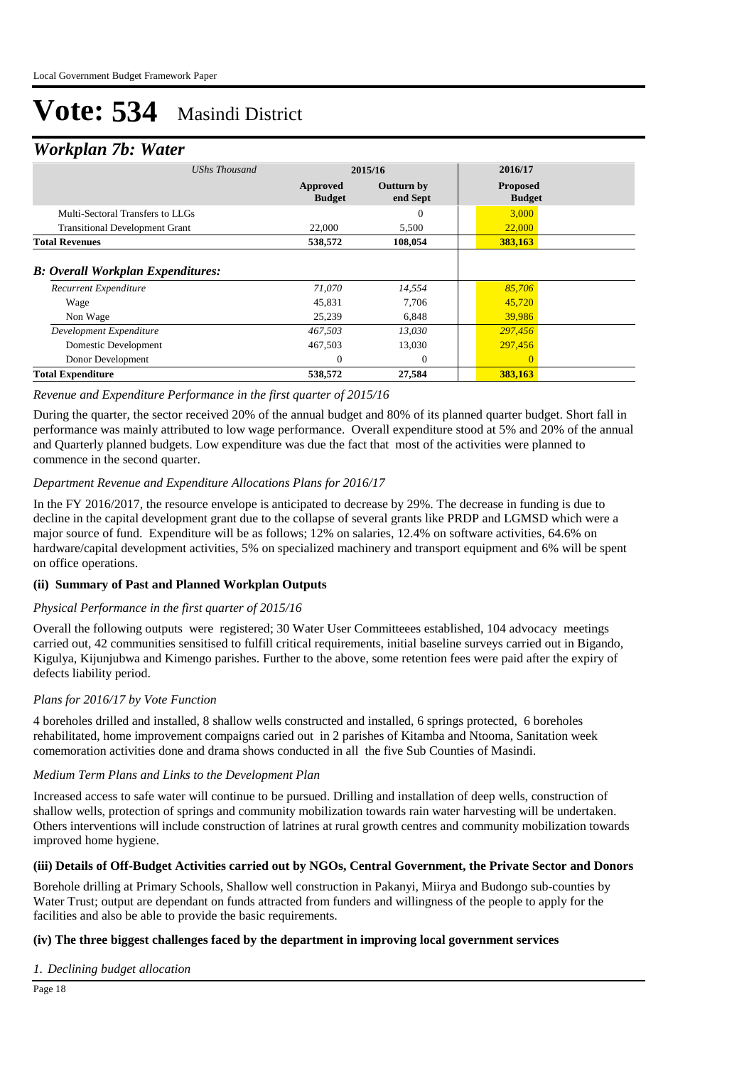# Vote: 534 Masindi District

## *Workplan 7b: Water*

| *UShs Thousand* | 2015/16 | | 2016/17 |
|---|---|---|---|
| | **Approved Budget** | **Outturn by end Sept** | **Proposed Budget** |
| Multi-Sectoral Transfers to LLGs | | 0 | 3,000 |
| Transitional Development Grant | 22,000 | 5,500 | 22,000 |
| **Total Revenues** | **538,572** | **108,054** | **383,163** |
| ***B: Overall Workplan Expenditures:*** | | | |
| *Recurrent Expenditure* | *71,070* | *14,554* | *85,706* |
| Wage | 45,831 | 7,706 | 45,720 |
| Non Wage | 25,239 | 6,848 | 39,986 |
| *Development Expenditure* | *467,503* | *13,030* | *297,456* |
| Domestic Development | 467,503 | 13,030 | 297,456 |
| Donor Development | 0 | 0 | 0 |
| **Total Expenditure** | **538,572** | **27,584** | **383,163** |

*Revenue and Expenditure Performance in the first quarter of 2015/16*

During the quarter, the sector received 20% of the annual budget and 80% of its planned quarter budget. Short fall in performance was mainly attributed to low wage performance. Overall expenditure stood at 5% and 20% of the annual and Quarterly planned budgets. Low expenditure was due the fact that most of the activities were planned to commence in the second quarter.

*Department Revenue and Expenditure Allocations Plans for 2016/17*

In the FY 2016/2017, the resource envelope is anticipated to decrease by 29%. The decrease in funding is due to decline in the capital development grant due to the collapse of several grants like PRDP and LGMSD which were a major source of fund. Expenditure will be as follows; 12% on salaries, 12.4% on software activities, 64.6% on hardware/capital development activities, 5% on specialized machinery and transport equipment and 6% will be spent on office operations.

### (ii) Summary of Past and Planned Workplan Outputs

*Physical Performance in the first quarter of 2015/16*

Overall the following outputs were registered; 30 Water User Committeees established, 104 advocacy meetings carried out, 42 communities sensitised to fulfill critical requirements, initial baseline surveys carried out in Bigando, Kigulya, Kijunjubwa and Kimengo parishes. Further to the above, some retention fees were paid after the expiry of defects liability period.

*Plans for 2016/17 by Vote Function*

4 boreholes drilled and installed, 8 shallow wells constructed and installed, 6 springs protected, 6 boreholes rehabilitated, home improvement compaigns caried out in 2 parishes of Kitamba and Ntooma, Sanitation week comemoration activities done and drama shows conducted in all the five Sub Counties of Masindi.

*Medium Term Plans and Links to the Development Plan*

Increased access to safe water will continue to be pursued. Drilling and installation of deep wells, construction of shallow wells, protection of springs and community mobilization towards rain water harvesting will be undertaken. Others interventions will include construction of latrines at rural growth centres and community mobilization towards improved home hygiene.

### (iii) Details of Off-Budget Activities carried out by NGOs, Central Government, the Private Sector and Donors

Borehole drilling at Primary Schools, Shallow well construction in Pakanyi, Miirya and Budongo sub-counties by Water Trust; output are dependant on funds attracted from funders and willingness of the people to apply for the facilities and also be able to provide the basic requirements.

### (iv) The three biggest challenges faced by the department in improving local government services

*1. Declining budget allocation*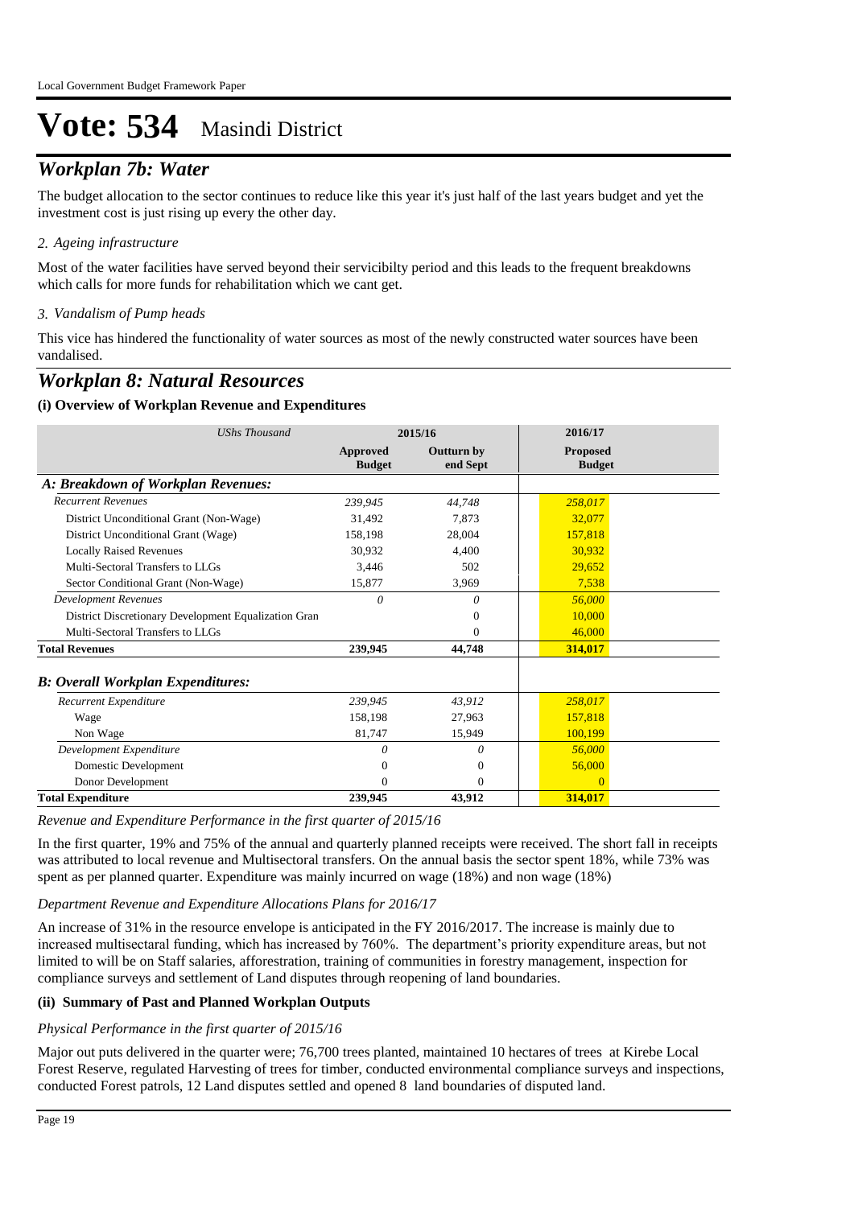# Vote: 534 Masindi District

## *Workplan 7b: Water*

The budget allocation to the sector continues to reduce like this year it's just half of the last years budget and yet the investment cost is just rising up every the other day.

*2. Ageing infrastructure*

Most of the water facilities have served beyond their servicibilty period and this leads to the frequent breakdowns which calls for more funds for rehabilitation which we cant get.

*3. Vandalism of Pump heads*

This vice has hindered the functionality of water sources as most of the newly constructed water sources have been vandalised.

## *Workplan 8: Natural Resources*

### (i) Overview of Workplan Revenue and Expenditures

| *UShs Thousand* | 2015/16 | | 2016/17 |
|---|---|---|---|
| | **Approved Budget** | **Outturn by end Sept** | **Proposed Budget** |
| ***A: Breakdown of Workplan Revenues:*** | | | |
| *Recurrent Revenues* | *239,945* | *44,748* | *258,017* |
| District Unconditional Grant (Non-Wage) | 31,492 | 7,873 | 32,077 |
| District Unconditional Grant (Wage) | 158,198 | 28,004 | 157,818 |
| Locally Raised Revenues | 30,932 | 4,400 | 30,932 |
| Multi-Sectoral Transfers to LLGs | 3,446 | 502 | 29,652 |
| Sector Conditional Grant (Non-Wage) | 15,877 | 3,969 | 7,538 |
| *Development Revenues* | *0* | *0* | *56,000* |
| District Discretionary Development Equalization Gran | | 0 | 10,000 |
| Multi-Sectoral Transfers to LLGs | | 0 | 46,000 |
| **Total Revenues** | **239,945** | **44,748** | **314,017** |
| ***B: Overall Workplan Expenditures:*** | | | |
| *Recurrent Expenditure* | *239,945* | *43,912* | *258,017* |
| Wage | 158,198 | 27,963 | 157,818 |
| Non Wage | 81,747 | 15,949 | 100,199 |
| *Development Expenditure* | *0* | *0* | *56,000* |
| Domestic Development | 0 | 0 | 56,000 |
| Donor Development | 0 | 0 | 0 |
| **Total Expenditure** | **239,945** | **43,912** | **314,017** |

*Revenue and Expenditure Performance in the first quarter of 2015/16*

In the first quarter, 19% and 75% of the annual and quarterly planned receipts were received. The short fall in receipts was attributed to local revenue and Multisectoral transfers. On the annual basis the sector spent 18%, while 73% was spent as per planned quarter. Expenditure was mainly incurred on wage (18%) and non wage (18%)

*Department Revenue and Expenditure Allocations Plans for 2016/17*

An increase of 31% in the resource envelope is anticipated in the FY 2016/2017. The increase is mainly due to increased multisectaral funding, which has increased by 760%. The department's priority expenditure areas, but not limited to will be on Staff salaries, afforestration, training of communities in forestry management, inspection for compliance surveys and settlement of Land disputes through reopening of land boundaries.

### (ii) Summary of Past and Planned Workplan Outputs

*Physical Performance in the first quarter of 2015/16*

Major out puts delivered in the quarter were; 76,700 trees planted, maintained 10 hectares of trees at Kirebe Local Forest Reserve, regulated Harvesting of trees for timber, conducted environmental compliance surveys and inspections, conducted Forest patrols, 12 Land disputes settled and opened 8 land boundaries of disputed land.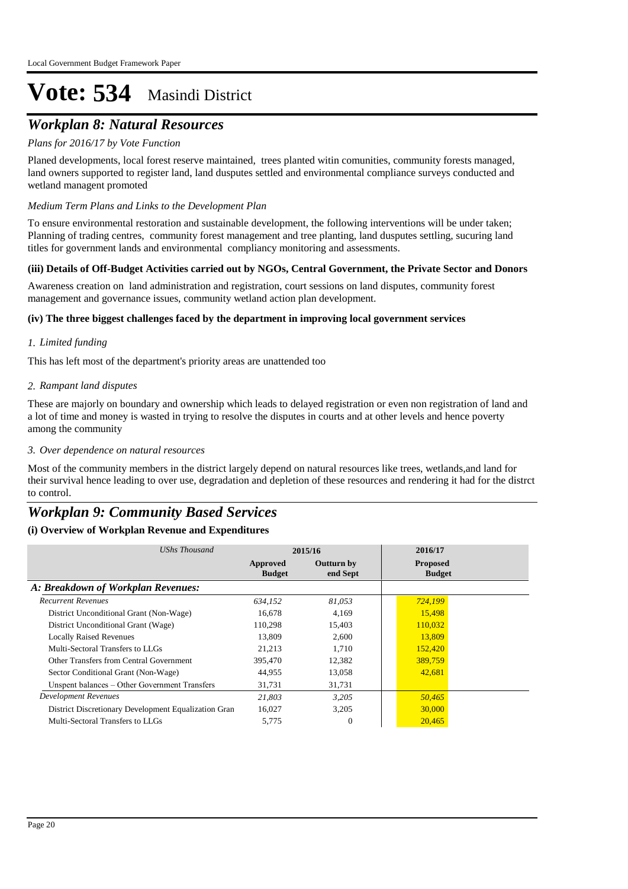# Vote: 534 Masindi District

## *Workplan 8: Natural Resources*

*Plans for 2016/17 by Vote Function*

Planed developments, local forest reserve maintained, trees planted witin comunities, community forests managed, land owners supported to register land, land dusputes settled and environmental compliance surveys conducted and wetland managent promoted

*Medium Term Plans and Links to the Development Plan*

To ensure environmental restoration and sustainable development, the following interventions will be under taken; Planning of trading centres, community forest management and tree planting, land dusputes settling, sucuring land titles for government lands and environmental compliancy monitoring and assessments.

**(iii) Details of Off-Budget Activities carried out by NGOs, Central Government, the Private Sector and Donors**

Awareness creation on land administration and registration, court sessions on land disputes, community forest management and governance issues, community wetland action plan development.

**(iv) The three biggest challenges faced by the department in improving local government services**

*1. Limited funding*

This has left most of the department's priority areas are unattended too

*2. Rampant land disputes*

These are majorly on boundary and ownership which leads to delayed registration or even non registration of land and a lot of time and money is wasted in trying to resolve the disputes in courts and at other levels and hence poverty among the community

*3. Over dependence on natural resources*

Most of the community members in the district largely depend on natural resources like trees, wetlands,and land for their survival hence leading to over use, degradation and depletion of these resources and rendering it had for the distrct to control.

## *Workplan 9: Community Based Services*

**(i) Overview of Workplan Revenue and Expenditures**

| *UShs Thousand* | 2015/16 | | 2016/17 |
|---|---|---|---|
| | **Approved Budget** | **Outturn by end Sept** | **Proposed Budget** |
| ***A: Breakdown of Workplan Revenues:*** | | | |
| *Recurrent Revenues* | *634,152* | *81,053* | *724,199* |
| District Unconditional Grant (Non-Wage) | 16,678 | 4,169 | 15,498 |
| District Unconditional Grant (Wage) | 110,298 | 15,403 | 110,032 |
| Locally Raised Revenues | 13,809 | 2,600 | 13,809 |
| Multi-Sectoral Transfers to LLGs | 21,213 | 1,710 | 152,420 |
| Other Transfers from Central Government | 395,470 | 12,382 | 389,759 |
| Sector Conditional Grant (Non-Wage) | 44,955 | 13,058 | 42,681 |
| Unspent balances – Other Government Transfers | 31,731 | 31,731 | |
| *Development Revenues* | *21,803* | *3,205* | *50,465* |
| District Discretionary Development Equalization Gran | 16,027 | 3,205 | 30,000 |
| Multi-Sectoral Transfers to LLGs | 5,775 | 0 | 20,465 |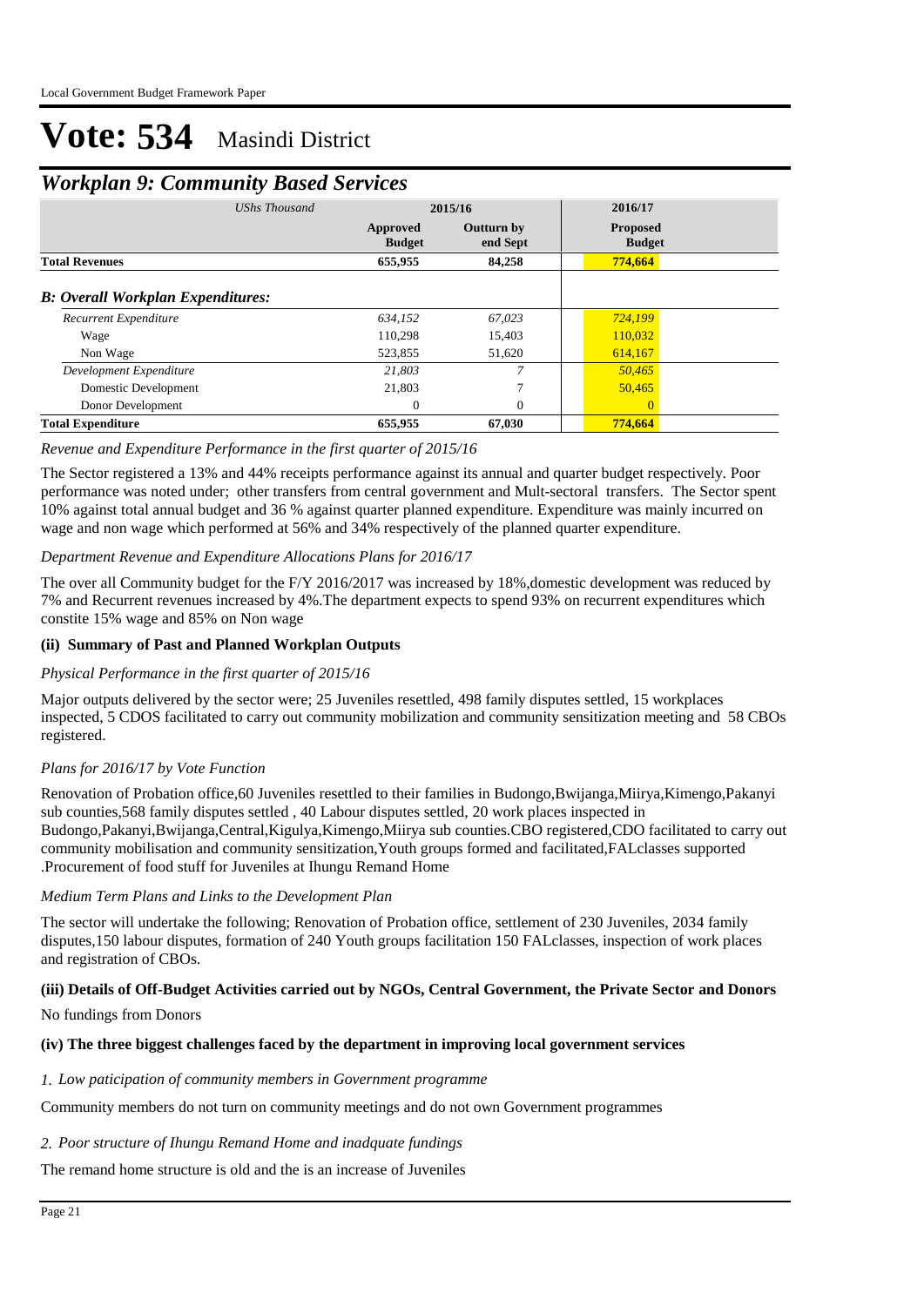# Vote: 534 Masindi District

## *Workplan 9: Community Based Services*

| *UShs Thousand* | 2015/16 | | 2016/17 |
|---|---|---|---|
| | **Approved Budget** | **Outturn by end Sept** | **Proposed Budget** |
| **Total Revenues** | **655,955** | **84,258** | **774,664** |
| ***B: Overall Workplan Expenditures:*** | | | |
| *Recurrent Expenditure* | *634,152* | *67,023* | *724,199* |
| Wage | 110,298 | 15,403 | 110,032 |
| Non Wage | 523,855 | 51,620 | 614,167 |
| *Development Expenditure* | *21,803* | *7* | *50,465* |
| Domestic Development | 21,803 | 7 | 50,465 |
| Donor Development | 0 | 0 | 0 |
| **Total Expenditure** | **655,955** | **67,030** | **774,664** |

*Revenue and Expenditure Performance in the first quarter of 2015/16*

The Sector registered a 13% and 44% receipts performance against its annual and quarter budget respectively. Poor performance was noted under; other transfers from central government and Mult-sectoral transfers. The Sector spent 10% against total annual budget and 36 % against quarter planned expenditure. Expenditure was mainly incurred on wage and non wage which performed at 56% and 34% respectively of the planned quarter expenditure.

*Department Revenue and Expenditure Allocations Plans for 2016/17*

The over all Community budget for the F/Y 2016/2017 was increased by 18%,domestic development was reduced by 7% and Recurrent revenues increased by 4%.The department expects to spend 93% on recurrent expenditures which constite 15% wage and 85% on Non wage

**(ii) Summary of Past and Planned Workplan Outputs**

*Physical Performance in the first quarter of 2015/16*

Major outputs delivered by the sector were; 25 Juveniles resettled, 498 family disputes settled, 15 workplaces inspected, 5 CDOS facilitated to carry out community mobilization and community sensitization meeting and 58 CBOs registered.

*Plans for 2016/17 by Vote Function*

Renovation of Probation office,60 Juveniles resettled to their families in Budongo,Bwijanga,Miirya,Kimengo,Pakanyi sub counties,568 family disputes settled , 40 Labour disputes settled, 20 work places inspected in Budongo,Pakanyi,Bwijanga,Central,Kigulya,Kimengo,Miirya sub counties.CBO registered,CDO facilitated to carry out community mobilisation and community sensitization,Youth groups formed and facilitated,FALclasses supported .Procurement of food stuff for Juveniles at Ihungu Remand Home

*Medium Term Plans and Links to the Development Plan*

The sector will undertake the following; Renovation of Probation office, settlement of 230 Juveniles, 2034 family disputes,150 labour disputes, formation of 240 Youth groups facilitation 150 FALclasses, inspection of work places and registration of CBOs.

**(iii) Details of Off-Budget Activities carried out by NGOs, Central Government, the Private Sector and Donors**

No fundings from Donors

**(iv) The three biggest challenges faced by the department in improving local government services**

*1. Low paticipation of community members in Government programme*

Community members do not turn on community meetings and do not own Government programmes

*2. Poor structure of Ihungu Remand Home and inadquate fundings*

The remand home structure is old and the is an increase of Juveniles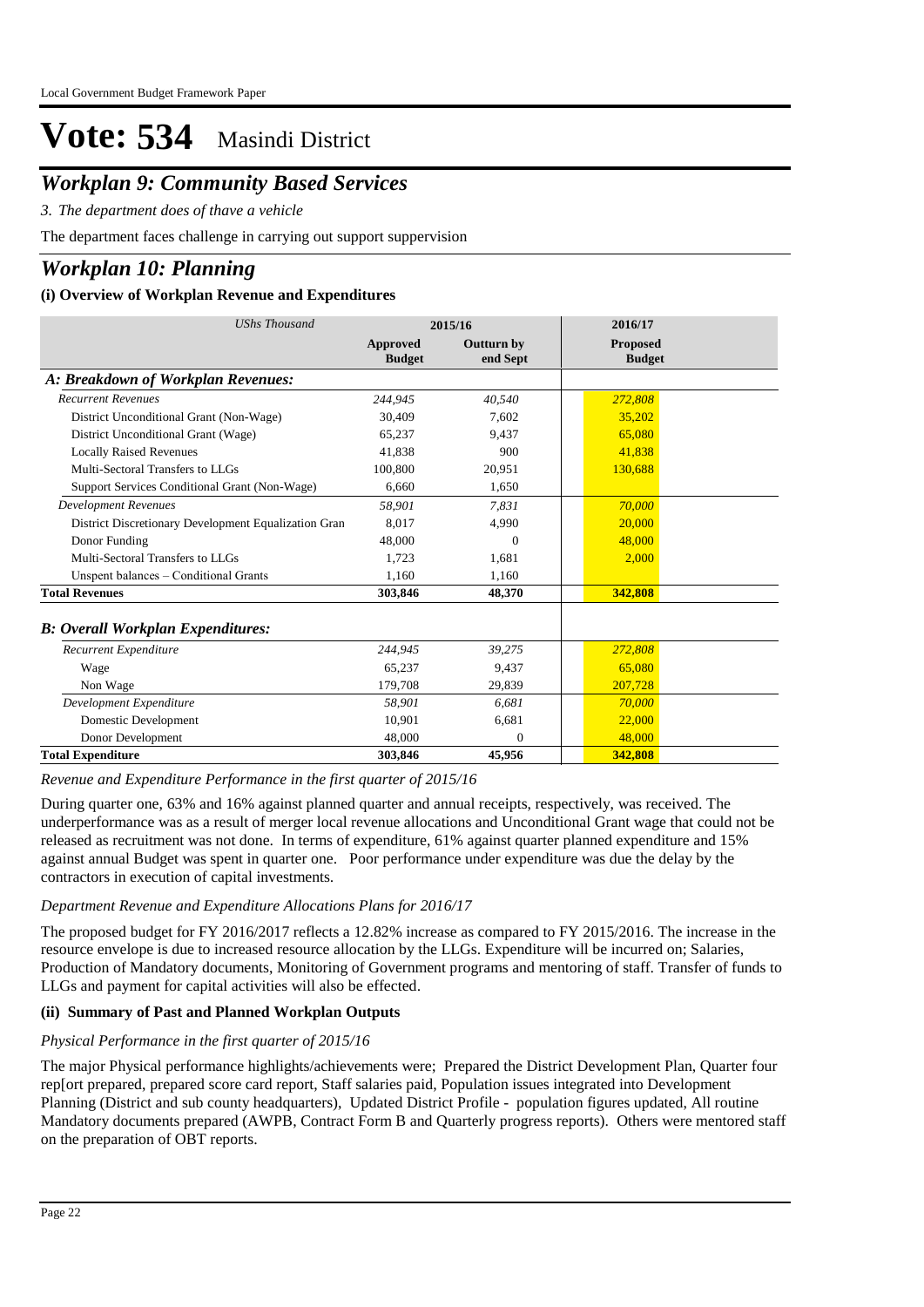# Vote: 534 Masindi District

## *Workplan 9: Community Based Services*

*3. The department does of thave a vehicle*

The department faces challenge in carrying out support suppervision

## *Workplan 10: Planning*

### (i) Overview of Workplan Revenue and Expenditures

| *UShs Thousand* | 2015/16 | | 2016/17 |
|---|---|---|---|
| | **Approved Budget** | **Outturn by end Sept** | **Proposed Budget** |
| ***A: Breakdown of Workplan Revenues:*** | | | |
| *Recurrent Revenues* | *244,945* | *40,540* | *272,808* |
| District Unconditional Grant (Non-Wage) | 30,409 | 7,602 | 35,202 |
| District Unconditional Grant (Wage) | 65,237 | 9,437 | 65,080 |
| Locally Raised Revenues | 41,838 | 900 | 41,838 |
| Multi-Sectoral Transfers to LLGs | 100,800 | 20,951 | 130,688 |
| Support Services Conditional Grant (Non-Wage) | 6,660 | 1,650 | |
| *Development Revenues* | *58,901* | *7,831* | *70,000* |
| District Discretionary Development Equalization Gran | 8,017 | 4,990 | 20,000 |
| Donor Funding | 48,000 | 0 | 48,000 |
| Multi-Sectoral Transfers to LLGs | 1,723 | 1,681 | 2,000 |
| Unspent balances – Conditional Grants | 1,160 | 1,160 | |
| **Total Revenues** | **303,846** | **48,370** | **342,808** |
| ***B: Overall Workplan Expenditures:*** | | | |
| *Recurrent Expenditure* | *244,945* | *39,275* | *272,808* |
| Wage | 65,237 | 9,437 | 65,080 |
| Non Wage | 179,708 | 29,839 | 207,728 |
| *Development Expenditure* | *58,901* | *6,681* | *70,000* |
| Domestic Development | 10,901 | 6,681 | 22,000 |
| Donor Development | 48,000 | 0 | 48,000 |
| **Total Expenditure** | **303,846** | **45,956** | **342,808** |

*Revenue and Expenditure Performance in the first quarter of 2015/16*

During quarter one, 63% and 16% against planned quarter and annual receipts, respectively, was received. The underperformance was as a result of merger local revenue allocations and Unconditional Grant wage that could not be released as recruitment was not done. In terms of expenditure, 61% against quarter planned expenditure and 15% against annual Budget was spent in quarter one. Poor performance under expenditure was due the delay by the contractors in execution of capital investments.

*Department Revenue and Expenditure Allocations Plans for 2016/17*

The proposed budget for FY 2016/2017 reflects a 12.82% increase as compared to FY 2015/2016. The increase in the resource envelope is due to increased resource allocation by the LLGs. Expenditure will be incurred on; Salaries, Production of Mandatory documents, Monitoring of Government programs and mentoring of staff. Transfer of funds to LLGs and payment for capital activities will also be effected.

### (ii) Summary of Past and Planned Workplan Outputs

*Physical Performance in the first quarter of 2015/16*

The major Physical performance highlights/achievements were; Prepared the District Development Plan, Quarter four rep[ort prepared, prepared score card report, Staff salaries paid, Population issues integrated into Development Planning (District and sub county headquarters), Updated District Profile - population figures updated, All routine Mandatory documents prepared (AWPB, Contract Form B and Quarterly progress reports). Others were mentored staff on the preparation of OBT reports.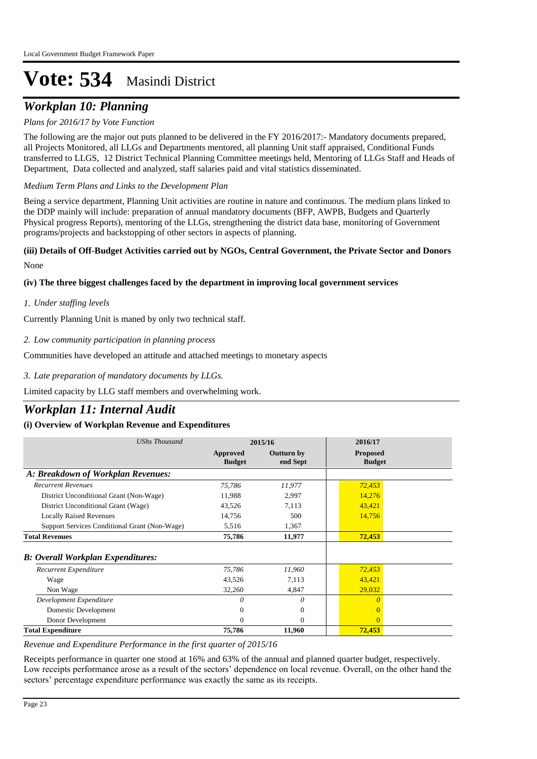# Vote: 534 Masindi District

## *Workplan 10: Planning*

*Plans for 2016/17 by Vote Function*

The following are the major out puts planned to be delivered in the FY 2016/2017:- Mandatory documents prepared, all Projects Monitored, all LLGs and Departments mentored, all planning Unit staff appraised, Conditional Funds transferred to LLGS, 12 District Technical Planning Committee meetings held, Mentoring of LLGs Staff and Heads of Department, Data collected and analyzed, staff salaries paid and vital statistics disseminated.

*Medium Term Plans and Links to the Development Plan*

Being a service department, Planning Unit activities are routine in nature and continuous. The medium plans linked to the DDP mainly will include: preparation of annual mandatory documents (BFP, AWPB, Budgets and Quarterly Physical progress Reports), mentoring of the LLGs, strengthening the district data base, monitoring of Government programs/projects and backstopping of other sectors in aspects of planning.

**(iii) Details of Off-Budget Activities carried out by NGOs, Central Government, the Private Sector and Donors**

None

**(iv) The three biggest challenges faced by the department in improving local government services**

*1. Under staffing levels*

Currently Planning Unit is maned by only two technical staff.

*2. Low community participation in planning process*

Communities have developed an attitude and attached meetings to monetary aspects

*3. Late preparation of mandatory documents by LLGs.*

Limited capacity by LLG staff members and overwhelming work.

## *Workplan 11: Internal Audit*

**(i) Overview of Workplan Revenue and Expenditures**

| *UShs Thousand* | 2015/16 | | 2016/17 |
|---|---|---|---|
| | **Approved Budget** | **Outturn by end Sept** | **Proposed Budget** |
| ***A: Breakdown of Workplan Revenues:*** | | | |
| *Recurrent Revenues* | *75,786* | *11,977* | *72,453* |
| District Unconditional Grant (Non-Wage) | 11,988 | 2,997 | 14,276 |
| District Unconditional Grant (Wage) | 43,526 | 7,113 | 43,421 |
| Locally Raised Revenues | 14,756 | 500 | 14,756 |
| Support Services Conditional Grant (Non-Wage) | 5,516 | 1,367 | |
| **Total Revenues** | **75,786** | **11,977** | **72,453** |
| ***B: Overall Workplan Expenditures:*** | | | |
| *Recurrent Expenditure* | *75,786* | *11,960* | *72,453* |
| Wage | 43,526 | 7,113 | 43,421 |
| Non Wage | 32,260 | 4,847 | 29,032 |
| *Development Expenditure* | *0* | *0* | *0* |
| Domestic Development | 0 | 0 | 0 |
| Donor Development | 0 | 0 | 0 |
| **Total Expenditure** | **75,786** | **11,960** | **72,453** |

*Revenue and Expenditure Performance in the first quarter of 2015/16*

Receipts performance in quarter one stood at 16% and 63% of the annual and planned quarter budget, respectively. Low receipts performance arose as a result of the sectors' dependence on local revenue. Overall, on the other hand the sectors' percentage expenditure performance was exactly the same as its receipts.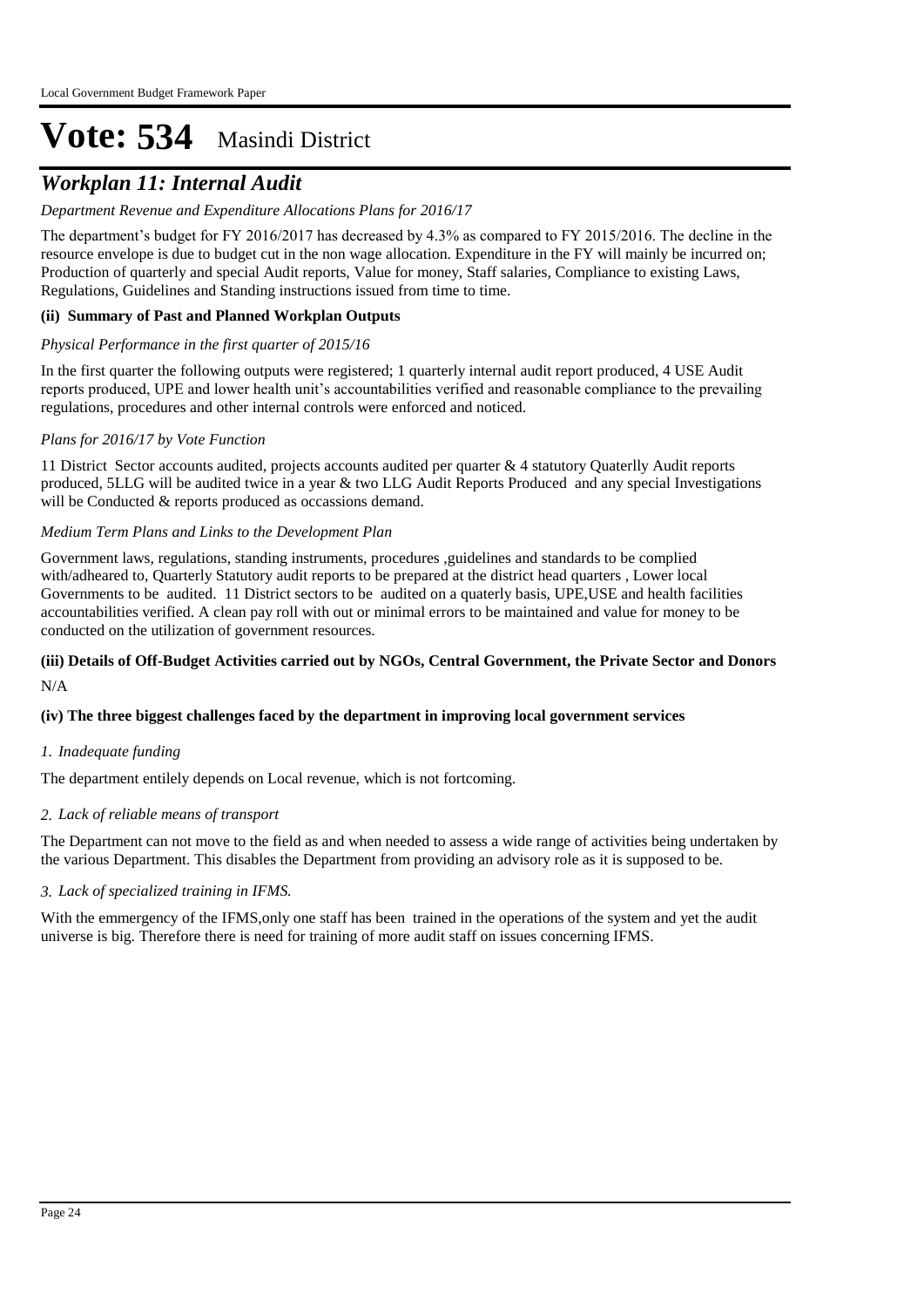# Vote: 534 Masindi District

## *Workplan 11: Internal Audit*

*Department Revenue and Expenditure Allocations Plans for 2016/17*

The department's budget for FY 2016/2017 has decreased by 4.3% as compared to FY 2015/2016. The decline in the resource envelope is due to budget cut in the non wage allocation. Expenditure in the FY will mainly be incurred on; Production of quarterly and special Audit reports, Value for money, Staff salaries, Compliance to existing Laws, Regulations, Guidelines and Standing instructions issued from time to time.

**(ii) Summary of Past and Planned Workplan Outputs**

*Physical Performance in the first quarter of 2015/16*

In the first quarter the following outputs were registered; 1 quarterly internal audit report produced, 4 USE Audit reports produced, UPE and lower health unit's accountabilities verified and reasonable compliance to the prevailing regulations, procedures and other internal controls were enforced and noticed.

*Plans for 2016/17 by Vote Function*

11 District Sector accounts audited, projects accounts audited per quarter & 4 statutory Quaterlly Audit reports produced, 5LLG will be audited twice in a year & two LLG Audit Reports Produced and any special Investigations will be Conducted & reports produced as occassions demand.

*Medium Term Plans and Links to the Development Plan*

Government laws, regulations, standing instruments, procedures ,guidelines and standards to be complied with/adheared to, Quarterly Statutory audit reports to be prepared at the district head quarters , Lower local Governments to be audited. 11 District sectors to be audited on a quaterly basis, UPE,USE and health facilities accountabilities verified. A clean pay roll with out or minimal errors to be maintained and value for money to be conducted on the utilization of government resources.

**(iii) Details of Off-Budget Activities carried out by NGOs, Central Government, the Private Sector and Donors**

N/A

**(iv) The three biggest challenges faced by the department in improving local government services**

*1. Inadequate funding*

The department entilely depends on Local revenue, which is not fortcoming.

*2. Lack of reliable means of transport*

The Department can not move to the field as and when needed to assess a wide range of activities being undertaken by the various Department. This disables the Department from providing an advisory role as it is supposed to be.

*3. Lack of specialized training in IFMS.*

With the emmergency of the IFMS,only one staff has been trained in the operations of the system and yet the audit universe is big. Therefore there is need for training of more audit staff on issues concerning IFMS.